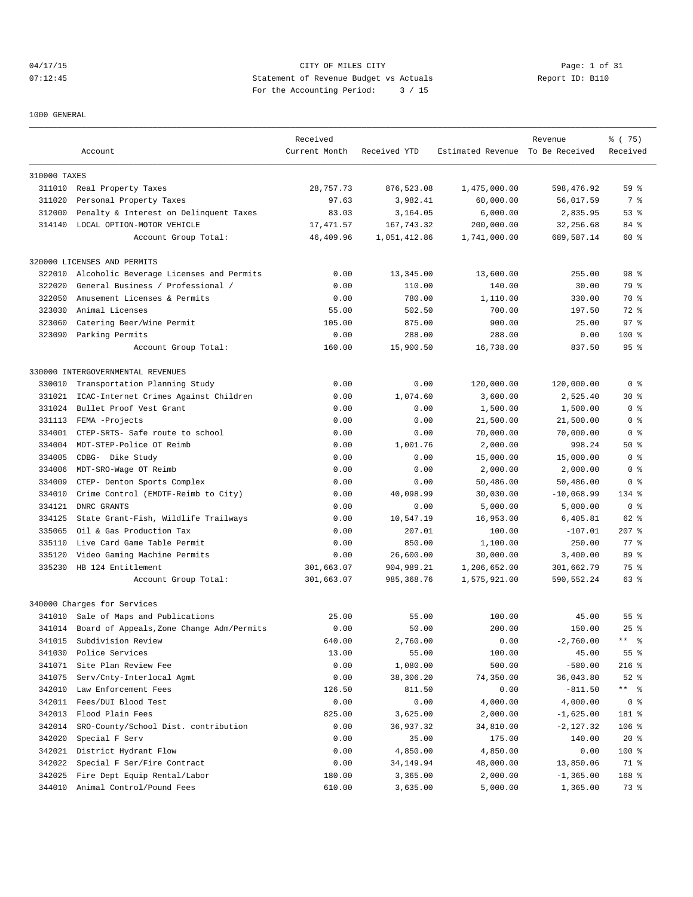CITY OF MILES CITY

Statement of Revenue Budget vs Actuals

For the Accounting Period: 3 / 15

04/17/15 07:12:45 Report ID: B110

1000 GENERAL

| Account | | Received Current Month | Received YTD | Estimated Revenue | Revenue To Be Received | % ( 75) Received |
|---|---|---|---|---|---|---|
| 310000 TAXES | | | | | | |
| 311010 | Real Property Taxes | 28,757.73 | 876,523.08 | 1,475,000.00 | 598,476.92 | 59 % |
| 311020 | Personal Property Taxes | 97.63 | 3,982.41 | 60,000.00 | 56,017.59 | 7 % |
| 312000 | Penalty & Interest on Delinquent Taxes | 83.03 | 3,164.05 | 6,000.00 | 2,835.95 | 53 % |
| 314140 | LOCAL OPTION-MOTOR VEHICLE | 17,471.57 | 167,743.32 | 200,000.00 | 32,256.68 | 84 % |
| | Account Group Total: | 46,409.96 | 1,051,412.86 | 1,741,000.00 | 689,587.14 | 60 % |
| 320000 LICENSES AND PERMITS | | | | | | |
| 322010 | Alcoholic Beverage Licenses and Permits | 0.00 | 13,345.00 | 13,600.00 | 255.00 | 98 % |
| 322020 | General Business / Professional / | 0.00 | 110.00 | 140.00 | 30.00 | 79 % |
| 322050 | Amusement Licenses & Permits | 0.00 | 780.00 | 1,110.00 | 330.00 | 70 % |
| 323030 | Animal Licenses | 55.00 | 502.50 | 700.00 | 197.50 | 72 % |
| 323060 | Catering Beer/Wine Permit | 105.00 | 875.00 | 900.00 | 25.00 | 97 % |
| 323090 | Parking Permits | 0.00 | 288.00 | 288.00 | 0.00 | 100 % |
| | Account Group Total: | 160.00 | 15,900.50 | 16,738.00 | 837.50 | 95 % |
| 330000 INTERGOVERNMENTAL REVENUES | | | | | | |
| 330010 | Transportation Planning Study | 0.00 | 0.00 | 120,000.00 | 120,000.00 | 0 % |
| 331021 | ICAC-Internet Crimes Against Children | 0.00 | 1,074.60 | 3,600.00 | 2,525.40 | 30 % |
| 331024 | Bullet Proof Vest Grant | 0.00 | 0.00 | 1,500.00 | 1,500.00 | 0 % |
| 331113 | FEMA -Projects | 0.00 | 0.00 | 21,500.00 | 21,500.00 | 0 % |
| 334001 | CTEP-SRTS- Safe route to school | 0.00 | 0.00 | 70,000.00 | 70,000.00 | 0 % |
| 334004 | MDT-STEP-Police OT Reimb | 0.00 | 1,001.76 | 2,000.00 | 998.24 | 50 % |
| 334005 | CDBG- Dike Study | 0.00 | 0.00 | 15,000.00 | 15,000.00 | 0 % |
| 334006 | MDT-SRO-Wage OT Reimb | 0.00 | 0.00 | 2,000.00 | 2,000.00 | 0 % |
| 334009 | CTEP- Denton Sports Complex | 0.00 | 0.00 | 50,486.00 | 50,486.00 | 0 % |
| 334010 | Crime Control (EMDTF-Reimb to City) | 0.00 | 40,098.99 | 30,030.00 | -10,068.99 | 134 % |
| 334121 | DNRC GRANTS | 0.00 | 0.00 | 5,000.00 | 5,000.00 | 0 % |
| 334125 | State Grant-Fish, Wildlife Trailways | 0.00 | 10,547.19 | 16,953.00 | 6,405.81 | 62 % |
| 335065 | Oil & Gas Production Tax | 0.00 | 207.01 | 100.00 | -107.01 | 207 % |
| 335110 | Live Card Game Table Permit | 0.00 | 850.00 | 1,100.00 | 250.00 | 77 % |
| 335120 | Video Gaming Machine Permits | 0.00 | 26,600.00 | 30,000.00 | 3,400.00 | 89 % |
| 335230 | HB 124 Entitlement | 301,663.07 | 904,989.21 | 1,206,652.00 | 301,662.79 | 75 % |
| | Account Group Total: | 301,663.07 | 985,368.76 | 1,575,921.00 | 590,552.24 | 63 % |
| 340000 Charges for Services | | | | | | |
| 341010 | Sale of Maps and Publications | 25.00 | 55.00 | 100.00 | 45.00 | 55 % |
| 341014 | Board of Appeals,Zone Change Adm/Permits | 0.00 | 50.00 | 200.00 | 150.00 | 25 % |
| 341015 | Subdivision Review | 640.00 | 2,760.00 | 0.00 | -2,760.00 | ** % |
| 341030 | Police Services | 13.00 | 55.00 | 100.00 | 45.00 | 55 % |
| 341071 | Site Plan Review Fee | 0.00 | 1,080.00 | 500.00 | -580.00 | 216 % |
| 341075 | Serv/Cnty-Interlocal Agmt | 0.00 | 38,306.20 | 74,350.00 | 36,043.80 | 52 % |
| 342010 | Law Enforcement Fees | 126.50 | 811.50 | 0.00 | -811.50 | ** % |
| 342011 | Fees/DUI Blood Test | 0.00 | 0.00 | 4,000.00 | 4,000.00 | 0 % |
| 342013 | Flood Plain Fees | 825.00 | 3,625.00 | 2,000.00 | -1,625.00 | 181 % |
| 342014 | SRO-County/School Dist. contribution | 0.00 | 36,937.32 | 34,810.00 | -2,127.32 | 106 % |
| 342020 | Special F Serv | 0.00 | 35.00 | 175.00 | 140.00 | 20 % |
| 342021 | District Hydrant Flow | 0.00 | 4,850.00 | 4,850.00 | 0.00 | 100 % |
| 342022 | Special F Ser/Fire Contract | 0.00 | 34,149.94 | 48,000.00 | 13,850.06 | 71 % |
| 342025 | Fire Dept Equip Rental/Labor | 180.00 | 3,365.00 | 2,000.00 | -1,365.00 | 168 % |
| 344010 | Animal Control/Pound Fees | 610.00 | 3,635.00 | 5,000.00 | 1,365.00 | 73 % |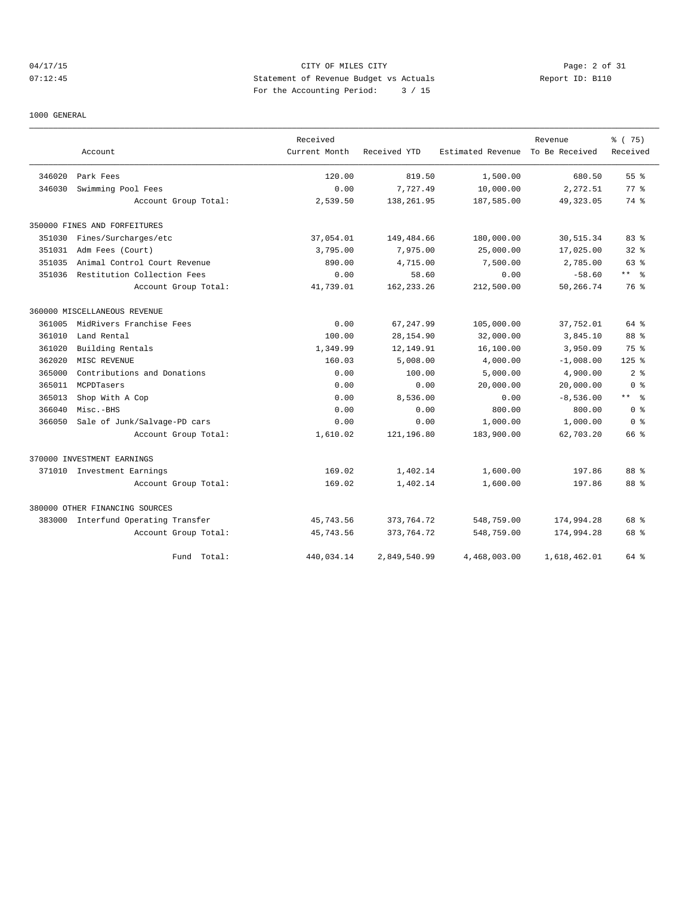CITY OF MILES CITY
Statement of Revenue Budget vs Actuals
For the Accounting Period: 3 / 15

04/17/15 07:12:45 — Report ID: B110

1000 GENERAL

| | Account | Received Current Month | Received YTD | Estimated Revenue | Revenue To Be Received | % ( 75) Received |
|---|---|---|---|---|---|---|
| 346020 | Park Fees | 120.00 | 819.50 | 1,500.00 | 680.50 | 55 % |
| 346030 | Swimming Pool Fees | 0.00 | 7,727.49 | 10,000.00 | 2,272.51 | 77 % |
| | Account Group Total: | 2,539.50 | 138,261.95 | 187,585.00 | 49,323.05 | 74 % |
| 350000 FINES AND FORFEITURES | | | | | | |
| 351030 | Fines/Surcharges/etc | 37,054.01 | 149,484.66 | 180,000.00 | 30,515.34 | 83 % |
| 351031 | Adm Fees (Court) | 3,795.00 | 7,975.00 | 25,000.00 | 17,025.00 | 32 % |
| 351035 | Animal Control Court Revenue | 890.00 | 4,715.00 | 7,500.00 | 2,785.00 | 63 % |
| 351036 | Restitution Collection Fees | 0.00 | 58.60 | 0.00 | -58.60 | ** % |
| | Account Group Total: | 41,739.01 | 162,233.26 | 212,500.00 | 50,266.74 | 76 % |
| 360000 MISCELLANEOUS REVENUE | | | | | | |
| 361005 | MidRivers Franchise Fees | 0.00 | 67,247.99 | 105,000.00 | 37,752.01 | 64 % |
| 361010 | Land Rental | 100.00 | 28,154.90 | 32,000.00 | 3,845.10 | 88 % |
| 361020 | Building Rentals | 1,349.99 | 12,149.91 | 16,100.00 | 3,950.09 | 75 % |
| 362020 | MISC REVENUE | 160.03 | 5,008.00 | 4,000.00 | -1,008.00 | 125 % |
| 365000 | Contributions and Donations | 0.00 | 100.00 | 5,000.00 | 4,900.00 | 2 % |
| 365011 | MCPDTasers | 0.00 | 0.00 | 20,000.00 | 20,000.00 | 0 % |
| 365013 | Shop With A Cop | 0.00 | 8,536.00 | 0.00 | -8,536.00 | ** % |
| 366040 | Misc.-BHS | 0.00 | 0.00 | 800.00 | 800.00 | 0 % |
| 366050 | Sale of Junk/Salvage-PD cars | 0.00 | 0.00 | 1,000.00 | 1,000.00 | 0 % |
| | Account Group Total: | 1,610.02 | 121,196.80 | 183,900.00 | 62,703.20 | 66 % |
| 370000 INVESTMENT EARNINGS | | | | | | |
| 371010 | Investment Earnings | 169.02 | 1,402.14 | 1,600.00 | 197.86 | 88 % |
| | Account Group Total: | 169.02 | 1,402.14 | 1,600.00 | 197.86 | 88 % |
| 380000 OTHER FINANCING SOURCES | | | | | | |
| 383000 | Interfund Operating Transfer | 45,743.56 | 373,764.72 | 548,759.00 | 174,994.28 | 68 % |
| | Account Group Total: | 45,743.56 | 373,764.72 | 548,759.00 | 174,994.28 | 68 % |
| | Fund Total: | 440,034.14 | 2,849,540.99 | 4,468,003.00 | 1,618,462.01 | 64 % |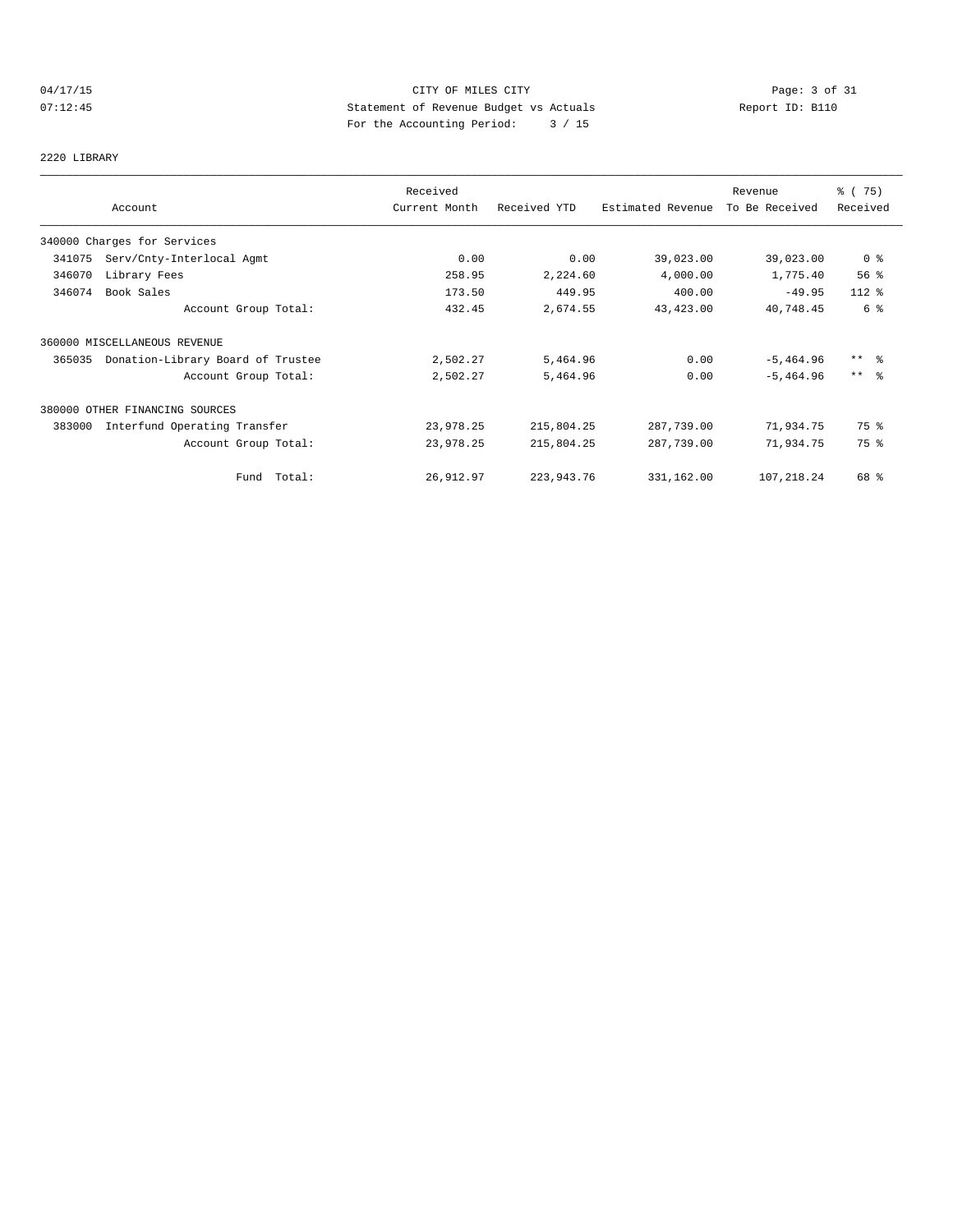CITY OF MILES CITY
Statement of Revenue Budget vs Actuals
For the Accounting Period: 3 / 15

04/17/15 07:12:45 — Report ID: B110

## 2220 LIBRARY

| Account | Received Current Month | Received YTD | Estimated Revenue | Revenue To Be Received | % ( 75) Received |
|---|---|---|---|---|---|
| 340000 Charges for Services | | | | | |
| 341075 Serv/Cnty-Interlocal Agmt | 0.00 | 0.00 | 39,023.00 | 39,023.00 | 0 % |
| 346070 Library Fees | 258.95 | 2,224.60 | 4,000.00 | 1,775.40 | 56 % |
| 346074 Book Sales | 173.50 | 449.95 | 400.00 | -49.95 | 112 % |
| Account Group Total: | 432.45 | 2,674.55 | 43,423.00 | 40,748.45 | 6 % |
| 360000 MISCELLANEOUS REVENUE | | | | | |
| 365035 Donation-Library Board of Trustee | 2,502.27 | 5,464.96 | 0.00 | -5,464.96 | ** % |
| Account Group Total: | 2,502.27 | 5,464.96 | 0.00 | -5,464.96 | ** % |
| 380000 OTHER FINANCING SOURCES | | | | | |
| 383000 Interfund Operating Transfer | 23,978.25 | 215,804.25 | 287,739.00 | 71,934.75 | 75 % |
| Account Group Total: | 23,978.25 | 215,804.25 | 287,739.00 | 71,934.75 | 75 % |
| Fund Total: | 26,912.97 | 223,943.76 | 331,162.00 | 107,218.24 | 68 % |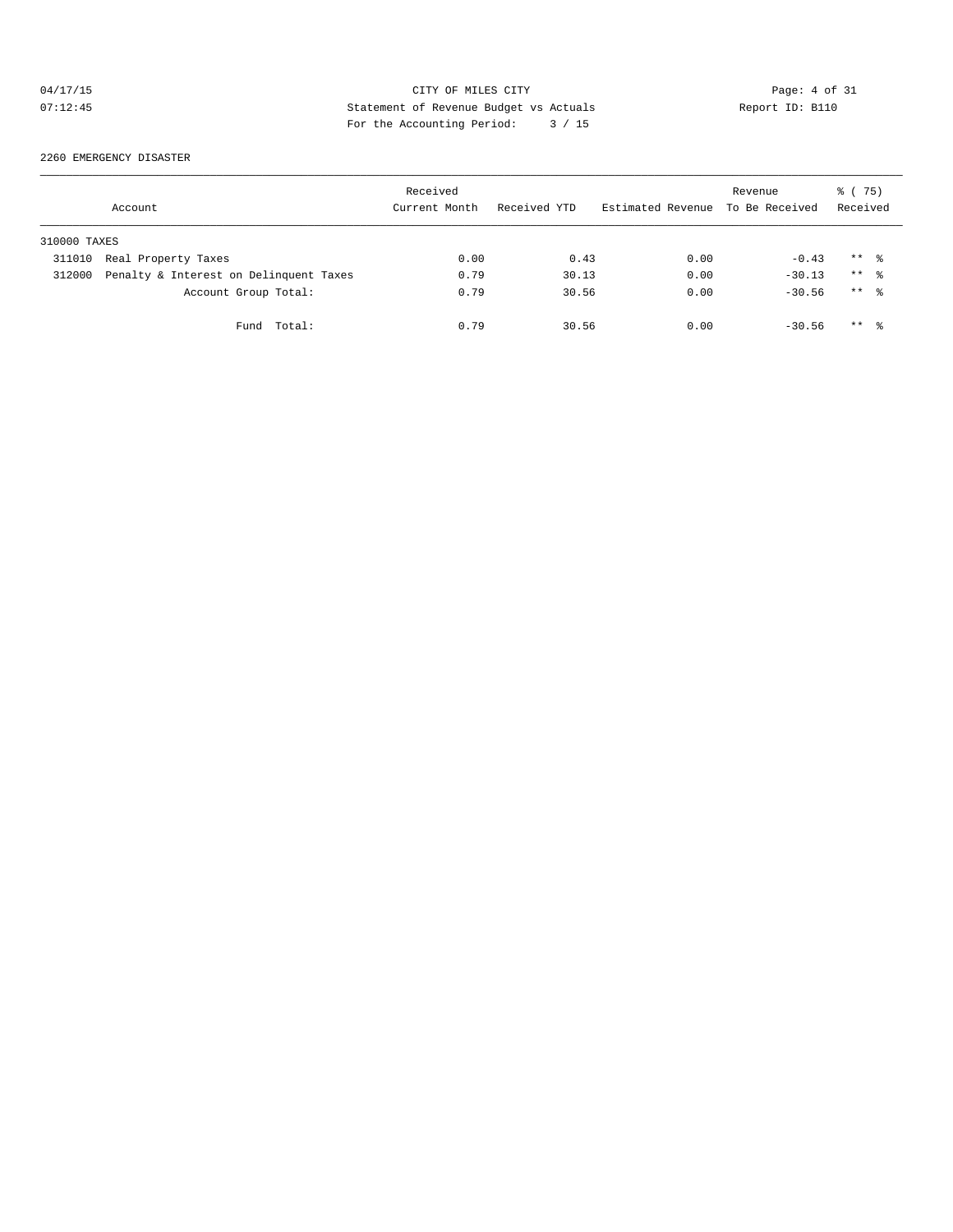CITY OF MILES CITY
Statement of Revenue Budget vs Actuals
For the Accounting Period: 3 / 15

04/17/15
07:12:45

Report ID: B110

2260 EMERGENCY DISASTER

| Account | | Received Current Month | Received YTD | Estimated Revenue | Revenue To Be Received | % ( 75) Received |
|---|---|---|---|---|---|---|
| 310000 TAXES | | | | | | |
| 311010 | Real Property Taxes | 0.00 | 0.43 | 0.00 | -0.43 | ** % |
| 312000 | Penalty & Interest on Delinquent Taxes | 0.79 | 30.13 | 0.00 | -30.13 | ** % |
| | Account Group Total: | 0.79 | 30.56 | 0.00 | -30.56 | ** % |
| | Fund Total: | 0.79 | 30.56 | 0.00 | -30.56 | ** % |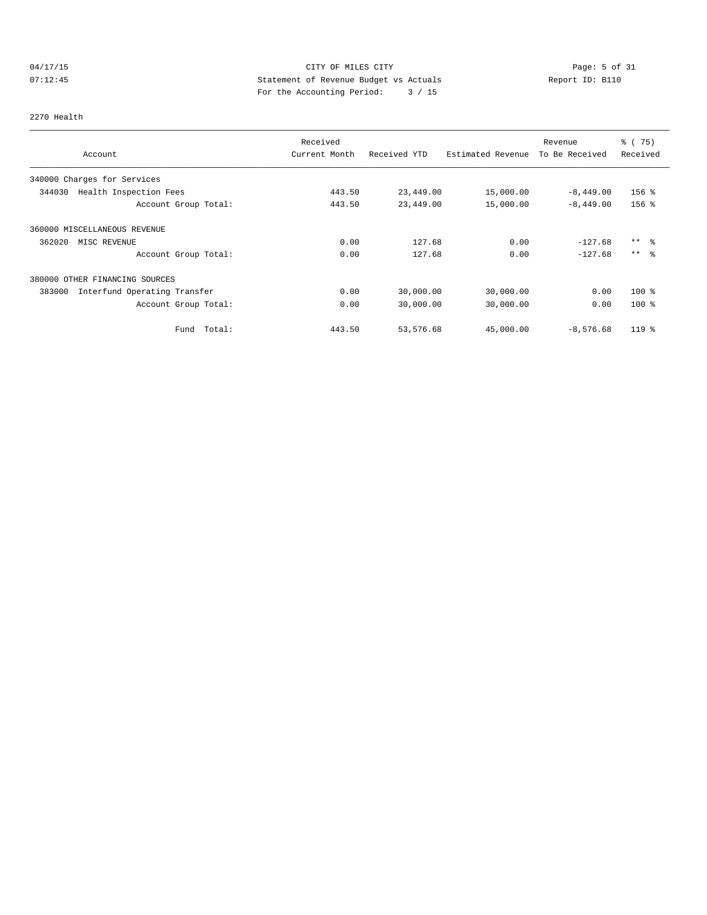CITY OF MILES CITY

Statement of Revenue Budget vs Actuals

For the Accounting Period: 3 / 15

04/17/15 07:12:45 Report ID: B110

2270 Health

| Account | Received Current Month | Received YTD | Estimated Revenue | Revenue To Be Received | % ( 75) Received |
|---|---|---|---|---|---|
| 340000 Charges for Services | | | | | |
| 344030 Health Inspection Fees | 443.50 | 23,449.00 | 15,000.00 | -8,449.00 | 156 % |
| Account Group Total: | 443.50 | 23,449.00 | 15,000.00 | -8,449.00 | 156 % |
| 360000 MISCELLANEOUS REVENUE | | | | | |
| 362020 MISC REVENUE | 0.00 | 127.68 | 0.00 | -127.68 | ** % |
| Account Group Total: | 0.00 | 127.68 | 0.00 | -127.68 | ** % |
| 380000 OTHER FINANCING SOURCES | | | | | |
| 383000 Interfund Operating Transfer | 0.00 | 30,000.00 | 30,000.00 | 0.00 | 100 % |
| Account Group Total: | 0.00 | 30,000.00 | 30,000.00 | 0.00 | 100 % |
| Fund Total: | 443.50 | 53,576.68 | 45,000.00 | -8,576.68 | 119 % |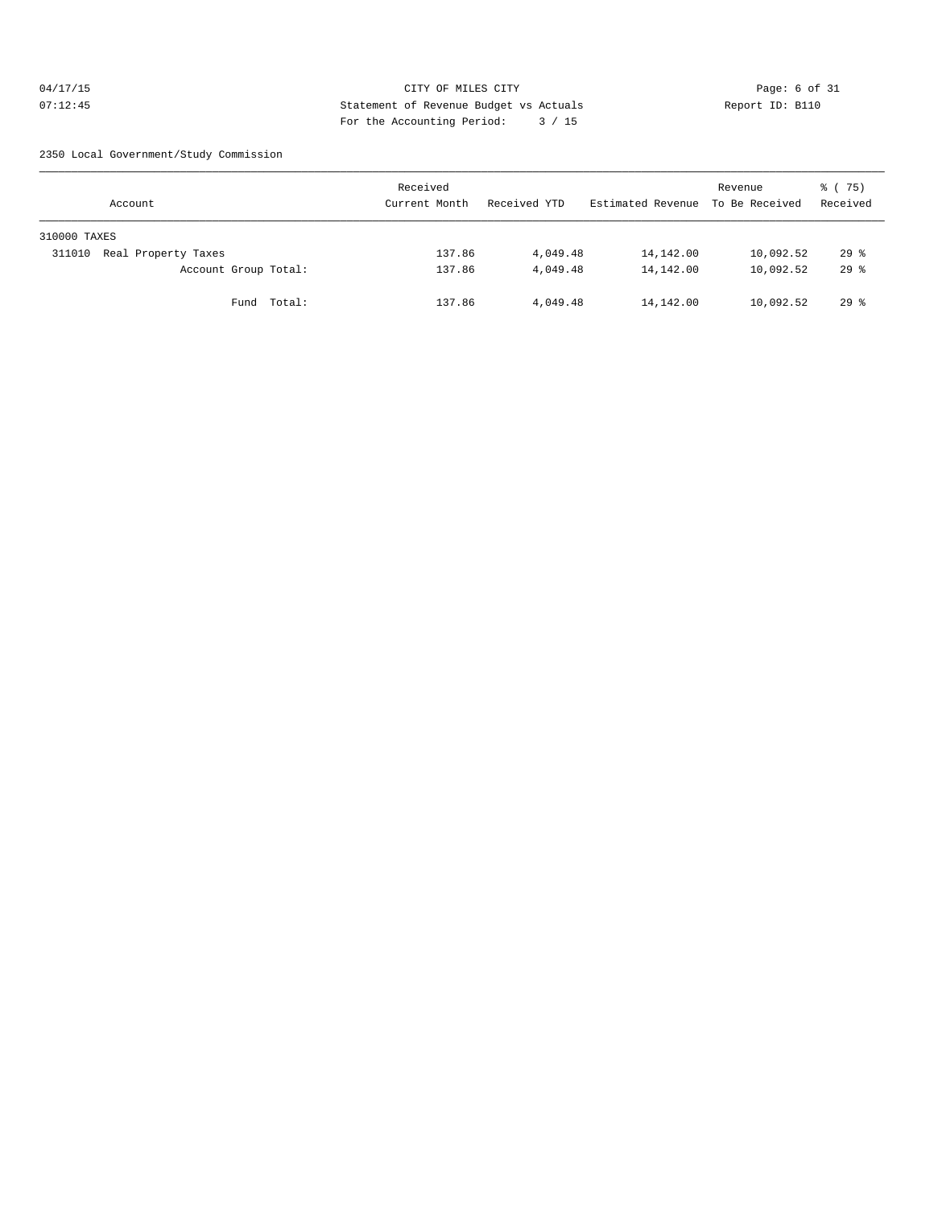CITY OF MILES CITY
Statement of Revenue Budget vs Actuals
For the Accounting Period: 3 / 15

04/17/15 07:12:45 Report ID: B110

2350 Local Government/Study Commission

| Account | Received Current Month | Received YTD | Estimated Revenue | Revenue To Be Received | % ( 75) Received |
|---|---|---|---|---|---|
| 310000 TAXES | | | | | |
| 311010 Real Property Taxes | 137.86 | 4,049.48 | 14,142.00 | 10,092.52 | 29 % |
| Account Group Total: | 137.86 | 4,049.48 | 14,142.00 | 10,092.52 | 29 % |
| Fund Total: | 137.86 | 4,049.48 | 14,142.00 | 10,092.52 | 29 % |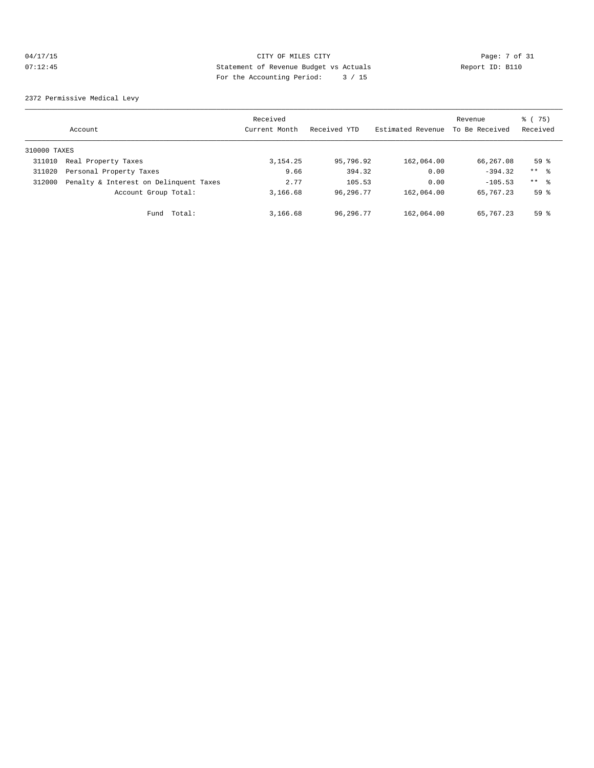CITY OF MILES CITY

Statement of Revenue Budget vs Actuals

For the Accounting Period: 3 / 15

04/17/15 07:12:45 Report ID: B110

2372 Permissive Medical Levy

| Account | | Received Current Month | Received YTD | Estimated Revenue | Revenue To Be Received | % ( 75) Received |
|---|---|---|---|---|---|---|
| 310000 TAXES | | | | | | |
| 311010 | Real Property Taxes | 3,154.25 | 95,796.92 | 162,064.00 | 66,267.08 | 59 % |
| 311020 | Personal Property Taxes | 9.66 | 394.32 | 0.00 | -394.32 | ** % |
| 312000 | Penalty & Interest on Delinquent Taxes | 2.77 | 105.53 | 0.00 | -105.53 | ** % |
| | Account Group Total: | 3,166.68 | 96,296.77 | 162,064.00 | 65,767.23 | 59 % |
| | Fund Total: | 3,166.68 | 96,296.77 | 162,064.00 | 65,767.23 | 59 % |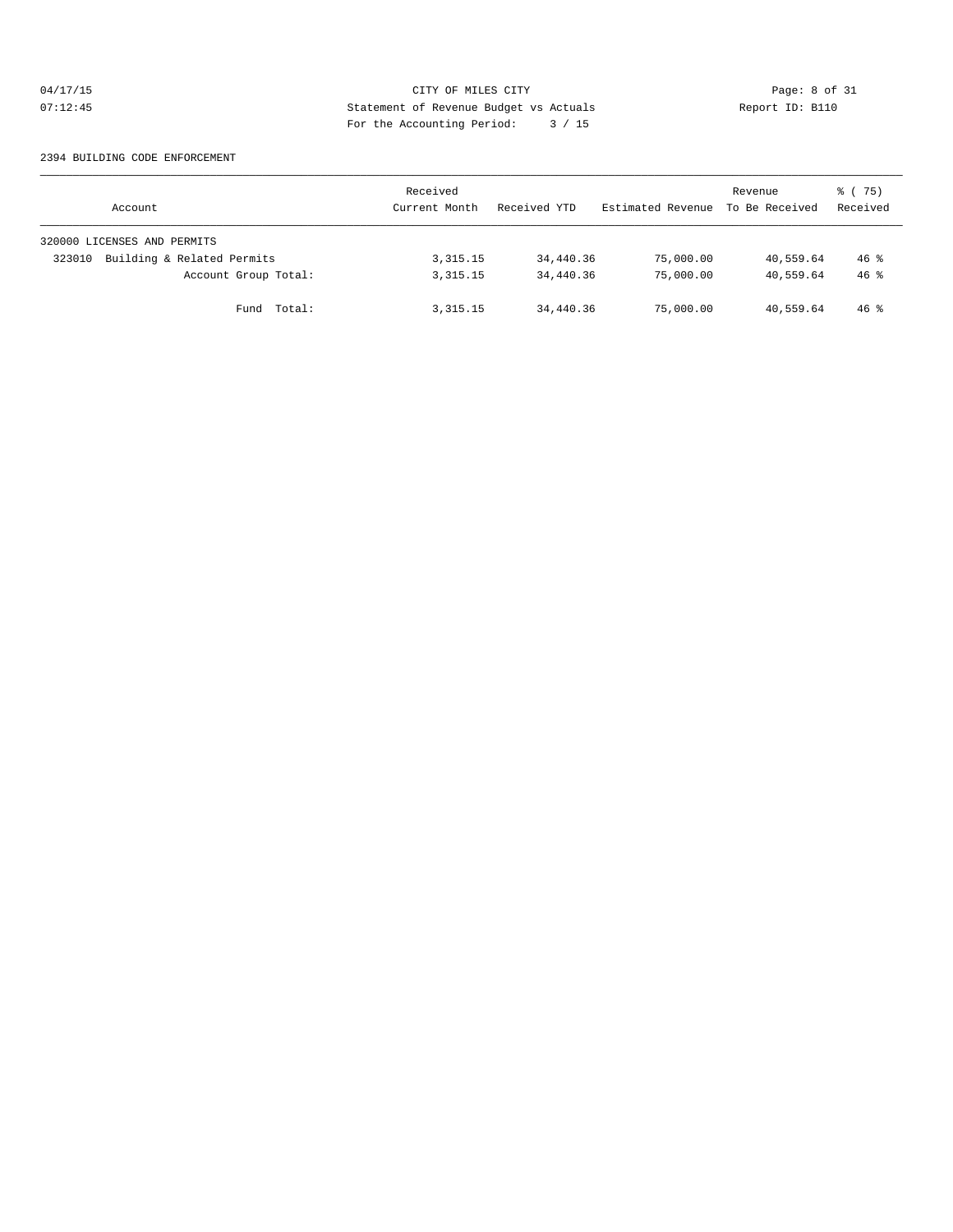CITY OF MILES CITY
Statement of Revenue Budget vs Actuals
For the Accounting Period: 3 / 15

04/17/15
07:12:45

Report ID: B110

2394 BUILDING CODE ENFORCEMENT

| Account | Received Current Month | Received YTD | Estimated Revenue | Revenue To Be Received | % ( 75) Received |
|---|---|---|---|---|---|
| 320000 LICENSES AND PERMITS | | | | | |
| 323010 Building & Related Permits | 3,315.15 | 34,440.36 | 75,000.00 | 40,559.64 | 46 % |
| Account Group Total: | 3,315.15 | 34,440.36 | 75,000.00 | 40,559.64 | 46 % |
| Fund Total: | 3,315.15 | 34,440.36 | 75,000.00 | 40,559.64 | 46 % |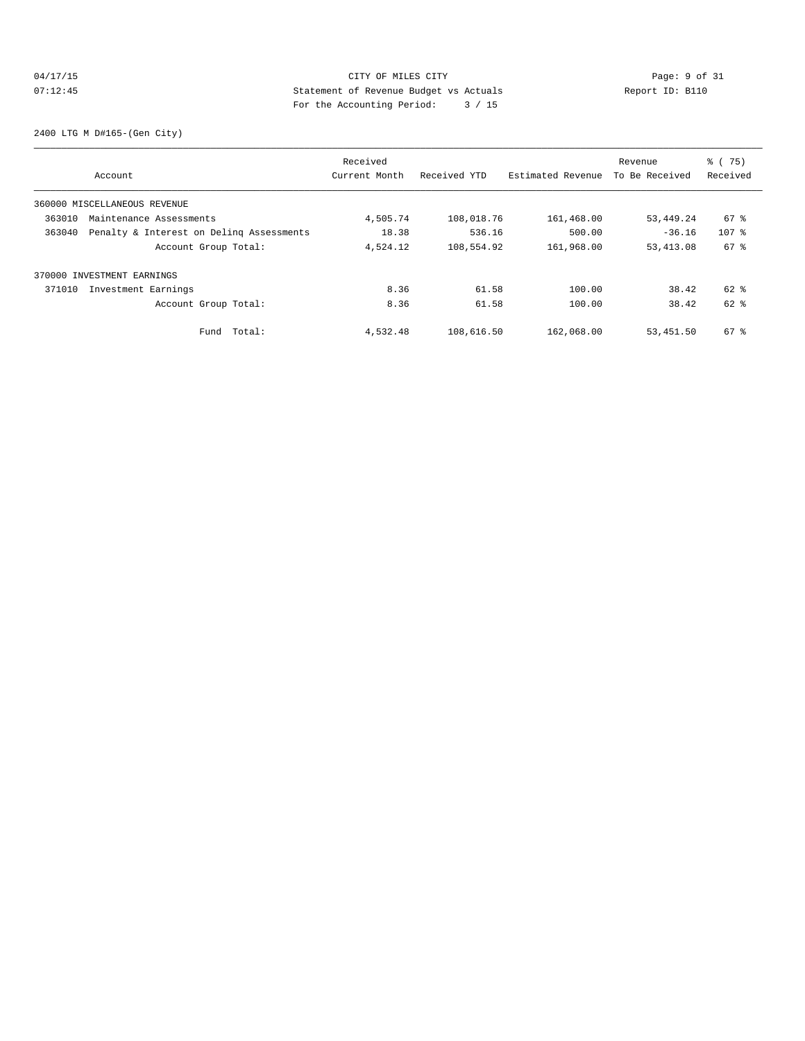CITY OF MILES CITY
Statement of Revenue Budget vs Actuals
For the Accounting Period: 3 / 15

04/17/15
07:12:45

Report ID: B110

2400 LTG M D#165-(Gen City)

| Account | Received Current Month | Received YTD | Estimated Revenue | Revenue To Be Received | % ( 75) Received |
|---|---|---|---|---|---|
| 360000 MISCELLANEOUS REVENUE | | | | | |
| 363010 Maintenance Assessments | 4,505.74 | 108,018.76 | 161,468.00 | 53,449.24 | 67 % |
| 363040 Penalty & Interest on Delinq Assessments | 18.38 | 536.16 | 500.00 | -36.16 | 107 % |
| Account Group Total: | 4,524.12 | 108,554.92 | 161,968.00 | 53,413.08 | 67 % |
| 370000 INVESTMENT EARNINGS | | | | | |
| 371010 Investment Earnings | 8.36 | 61.58 | 100.00 | 38.42 | 62 % |
| Account Group Total: | 8.36 | 61.58 | 100.00 | 38.42 | 62 % |
| Fund Total: | 4,532.48 | 108,616.50 | 162,068.00 | 53,451.50 | 67 % |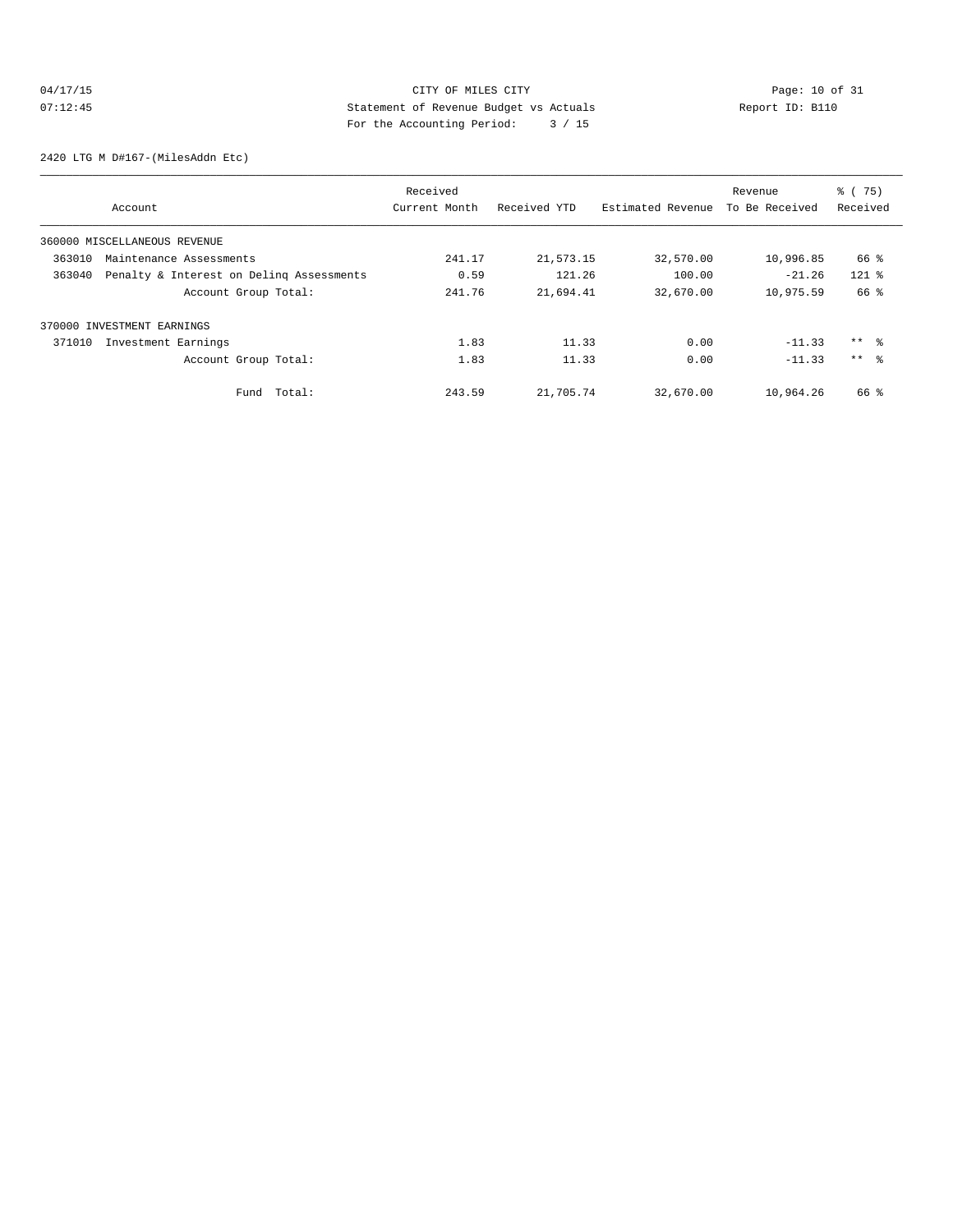CITY OF MILES CITY
Statement of Revenue Budget vs Actuals
For the Accounting Period: 3 / 15

04/17/15 07:12:45 Report ID: B110

2420 LTG M D#167-(MilesAddn Etc)

| Account | Received Current Month | Received YTD | Estimated Revenue | Revenue To Be Received | % ( 75) Received |
|---|---|---|---|---|---|
| 360000 MISCELLANEOUS REVENUE | | | | | |
| 363010 Maintenance Assessments | 241.17 | 21,573.15 | 32,570.00 | 10,996.85 | 66 % |
| 363040 Penalty & Interest on Delinq Assessments | 0.59 | 121.26 | 100.00 | -21.26 | 121 % |
| Account Group Total: | 241.76 | 21,694.41 | 32,670.00 | 10,975.59 | 66 % |
| 370000 INVESTMENT EARNINGS | | | | | |
| 371010 Investment Earnings | 1.83 | 11.33 | 0.00 | -11.33 | ** % |
| Account Group Total: | 1.83 | 11.33 | 0.00 | -11.33 | ** % |
| Fund Total: | 243.59 | 21,705.74 | 32,670.00 | 10,964.26 | 66 % |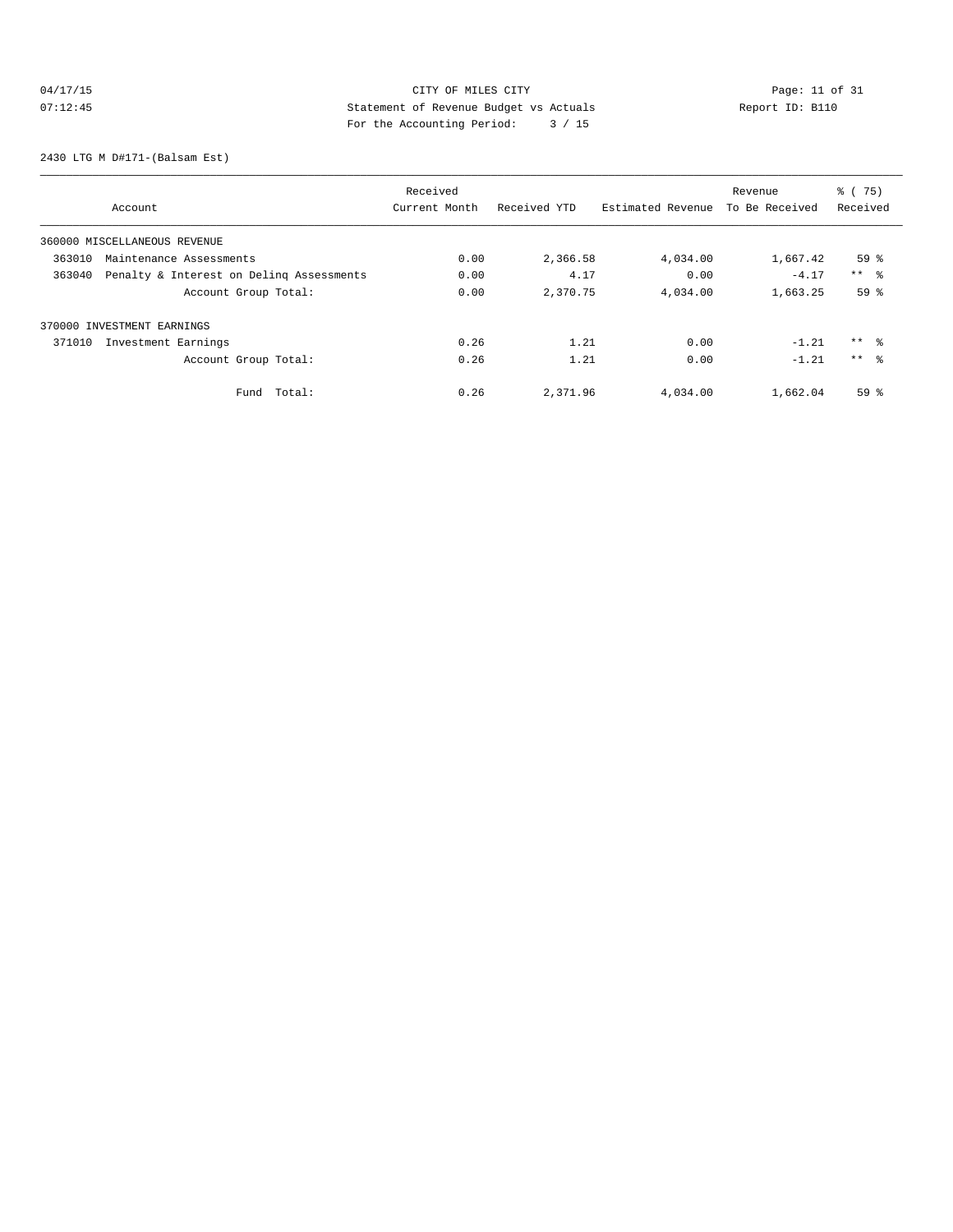CITY OF MILES CITY

Statement of Revenue Budget vs Actuals

For the Accounting Period: 3 / 15

04/17/15 07:12:45

Report ID: B110

2430 LTG M D#171-(Balsam Est)

| Account | Received Current Month | Received YTD | Estimated Revenue | Revenue To Be Received | % ( 75) Received |
|---|---|---|---|---|---|
| 360000 MISCELLANEOUS REVENUE | | | | | |
| 363010 Maintenance Assessments | 0.00 | 2,366.58 | 4,034.00 | 1,667.42 | 59 % |
| 363040 Penalty & Interest on Delinq Assessments | 0.00 | 4.17 | 0.00 | -4.17 | ** % |
| Account Group Total: | 0.00 | 2,370.75 | 4,034.00 | 1,663.25 | 59 % |
| 370000 INVESTMENT EARNINGS | | | | | |
| 371010 Investment Earnings | 0.26 | 1.21 | 0.00 | -1.21 | ** % |
| Account Group Total: | 0.26 | 1.21 | 0.00 | -1.21 | ** % |
| Fund Total: | 0.26 | 2,371.96 | 4,034.00 | 1,662.04 | 59 % |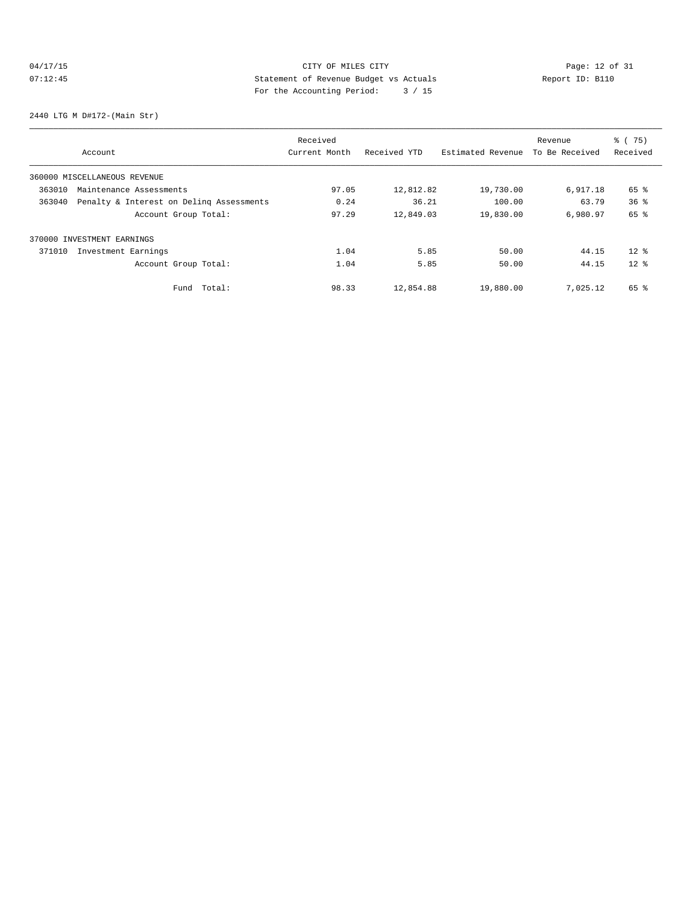CITY OF MILES CITY
Statement of Revenue Budget vs Actuals
For the Accounting Period: 3 / 15

04/17/15
07:12:45

Report ID: B110

2440 LTG M D#172-(Main Str)

| Account | Received Current Month | Received YTD | Estimated Revenue | Revenue To Be Received | % ( 75) Received |
|---|---|---|---|---|---|
| 360000 MISCELLANEOUS REVENUE | | | | | |
| 363010 Maintenance Assessments | 97.05 | 12,812.82 | 19,730.00 | 6,917.18 | 65 % |
| 363040 Penalty & Interest on Delinq Assessments | 0.24 | 36.21 | 100.00 | 63.79 | 36 % |
| Account Group Total: | 97.29 | 12,849.03 | 19,830.00 | 6,980.97 | 65 % |
| 370000 INVESTMENT EARNINGS | | | | | |
| 371010 Investment Earnings | 1.04 | 5.85 | 50.00 | 44.15 | 12 % |
| Account Group Total: | 1.04 | 5.85 | 50.00 | 44.15 | 12 % |
| Fund Total: | 98.33 | 12,854.88 | 19,880.00 | 7,025.12 | 65 % |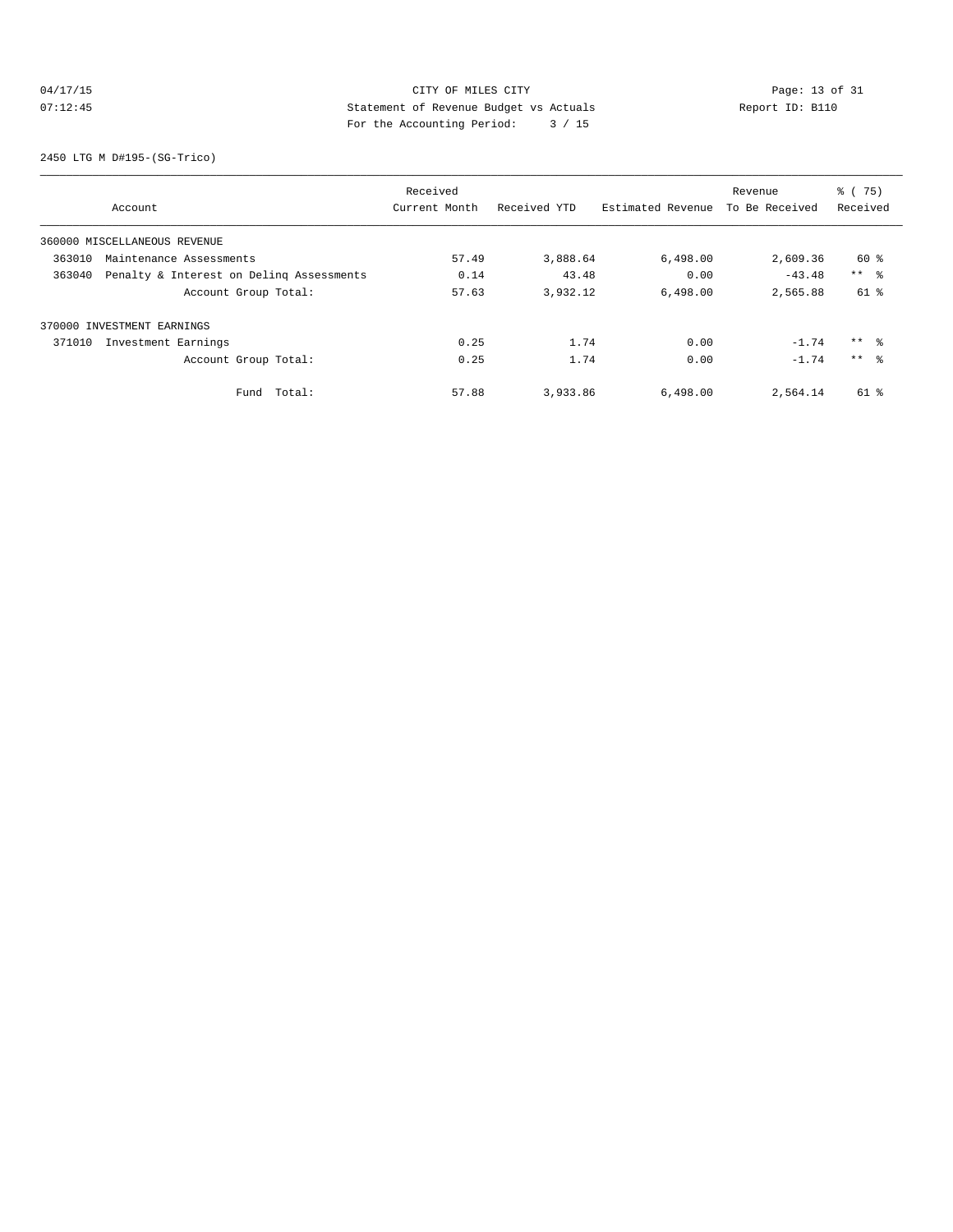CITY OF MILES CITY
Statement of Revenue Budget vs Actuals
For the Accounting Period: 3 / 15

04/17/15
07:12:45

Report ID: B110

2450 LTG M D#195-(SG-Trico)

| Account | Received Current Month | Received YTD | Estimated Revenue | Revenue To Be Received | % ( 75) Received |
|---|---|---|---|---|---|
| 360000 MISCELLANEOUS REVENUE | | | | | |
| 363010 Maintenance Assessments | 57.49 | 3,888.64 | 6,498.00 | 2,609.36 | 60 % |
| 363040 Penalty & Interest on Delinq Assessments | 0.14 | 43.48 | 0.00 | -43.48 | ** % |
| Account Group Total: | 57.63 | 3,932.12 | 6,498.00 | 2,565.88 | 61 % |
| 370000 INVESTMENT EARNINGS | | | | | |
| 371010 Investment Earnings | 0.25 | 1.74 | 0.00 | -1.74 | ** % |
| Account Group Total: | 0.25 | 1.74 | 0.00 | -1.74 | ** % |
| Fund Total: | 57.88 | 3,933.86 | 6,498.00 | 2,564.14 | 61 % |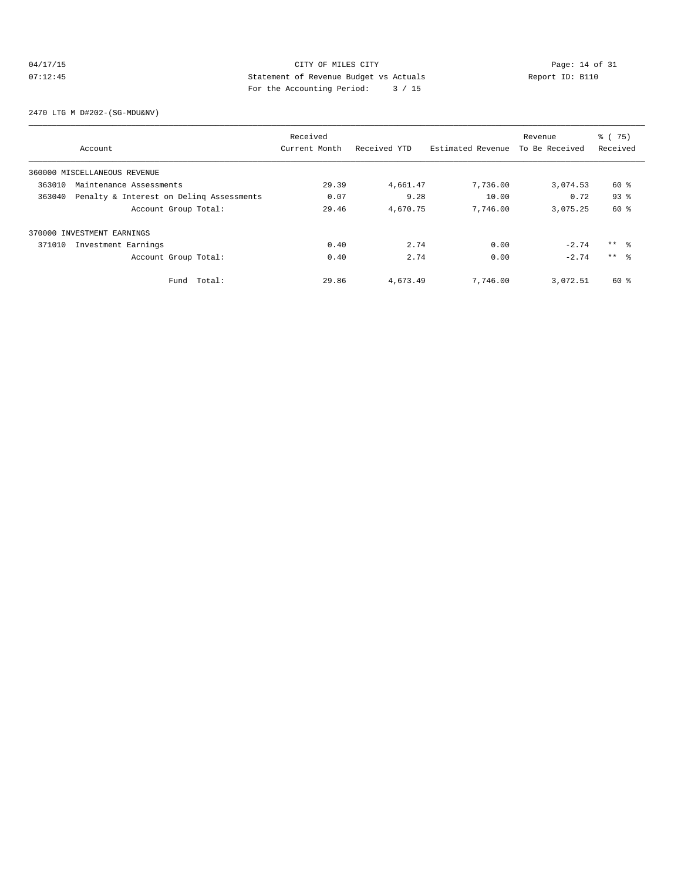CITY OF MILES CITY
Statement of Revenue Budget vs Actuals
For the Accounting Period: 3 / 15

04/17/15
07:12:45

Report ID: B110

2470 LTG M D#202-(SG-MDU&NV)

| Account | Received Current Month | Received YTD | Estimated Revenue | Revenue To Be Received | % ( 75) Received |
|---|---|---|---|---|---|
| 360000 MISCELLANEOUS REVENUE | | | | | |
| 363010 Maintenance Assessments | 29.39 | 4,661.47 | 7,736.00 | 3,074.53 | 60 % |
| 363040 Penalty & Interest on Delinq Assessments | 0.07 | 9.28 | 10.00 | 0.72 | 93 % |
| Account Group Total: | 29.46 | 4,670.75 | 7,746.00 | 3,075.25 | 60 % |
| 370000 INVESTMENT EARNINGS | | | | | |
| 371010 Investment Earnings | 0.40 | 2.74 | 0.00 | -2.74 | ** % |
| Account Group Total: | 0.40 | 2.74 | 0.00 | -2.74 | ** % |
| Fund Total: | 29.86 | 4,673.49 | 7,746.00 | 3,072.51 | 60 % |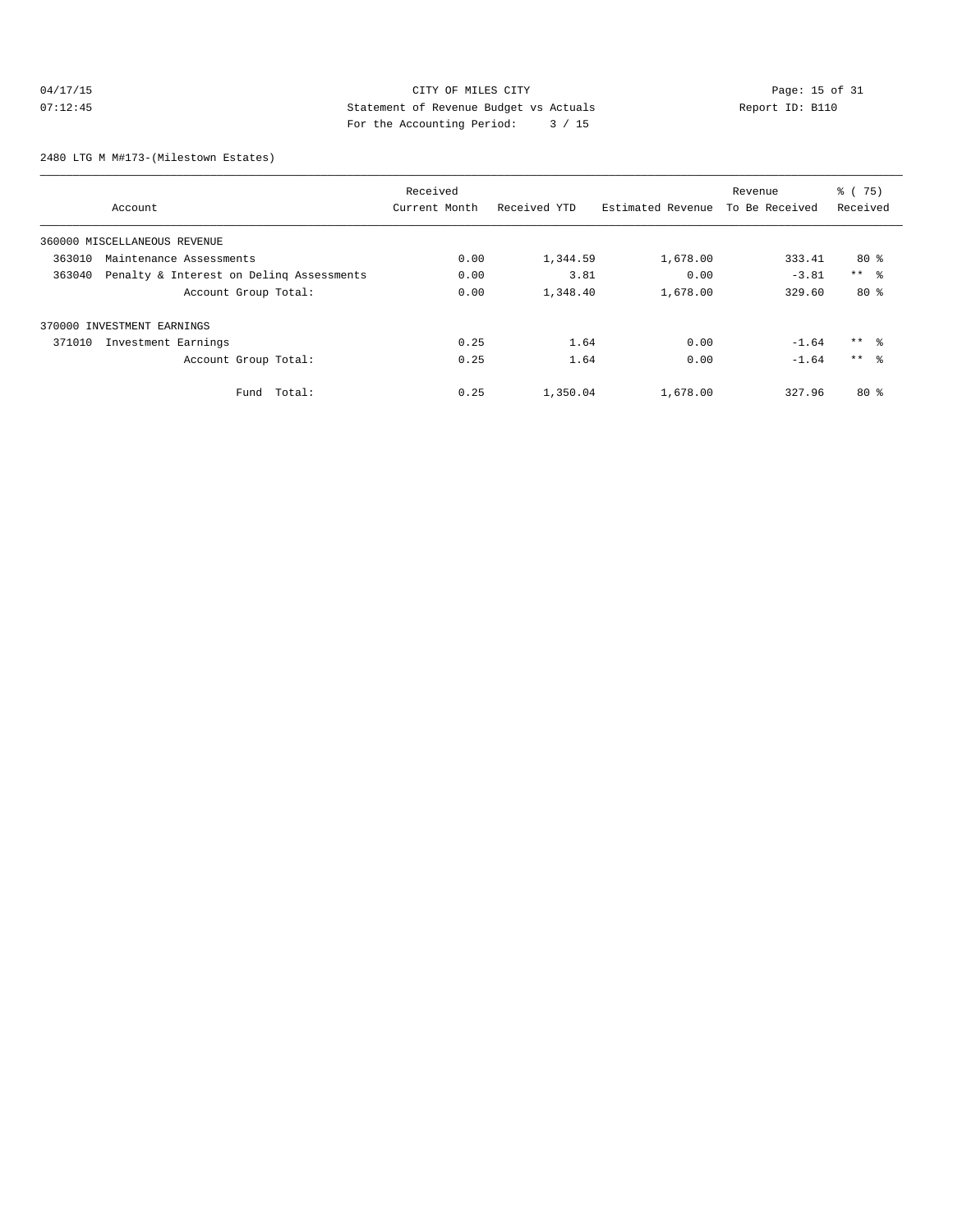CITY OF MILES CITY

Statement of Revenue Budget vs Actuals

For the Accounting Period: 3 / 15

2480 LTG M M#173-(Milestown Estates)

| Account | Received Current Month | Received YTD | Estimated Revenue | Revenue To Be Received | % ( 75) Received |
|---|---|---|---|---|---|
| 360000 MISCELLANEOUS REVENUE | | | | | |
| 363010 Maintenance Assessments | 0.00 | 1,344.59 | 1,678.00 | 333.41 | 80 % |
| 363040 Penalty & Interest on Delinq Assessments | 0.00 | 3.81 | 0.00 | -3.81 | ** % |
| Account Group Total: | 0.00 | 1,348.40 | 1,678.00 | 329.60 | 80 % |
| 370000 INVESTMENT EARNINGS | | | | | |
| 371010 Investment Earnings | 0.25 | 1.64 | 0.00 | -1.64 | ** % |
| Account Group Total: | 0.25 | 1.64 | 0.00 | -1.64 | ** % |
| Fund Total: | 0.25 | 1,350.04 | 1,678.00 | 327.96 | 80 % |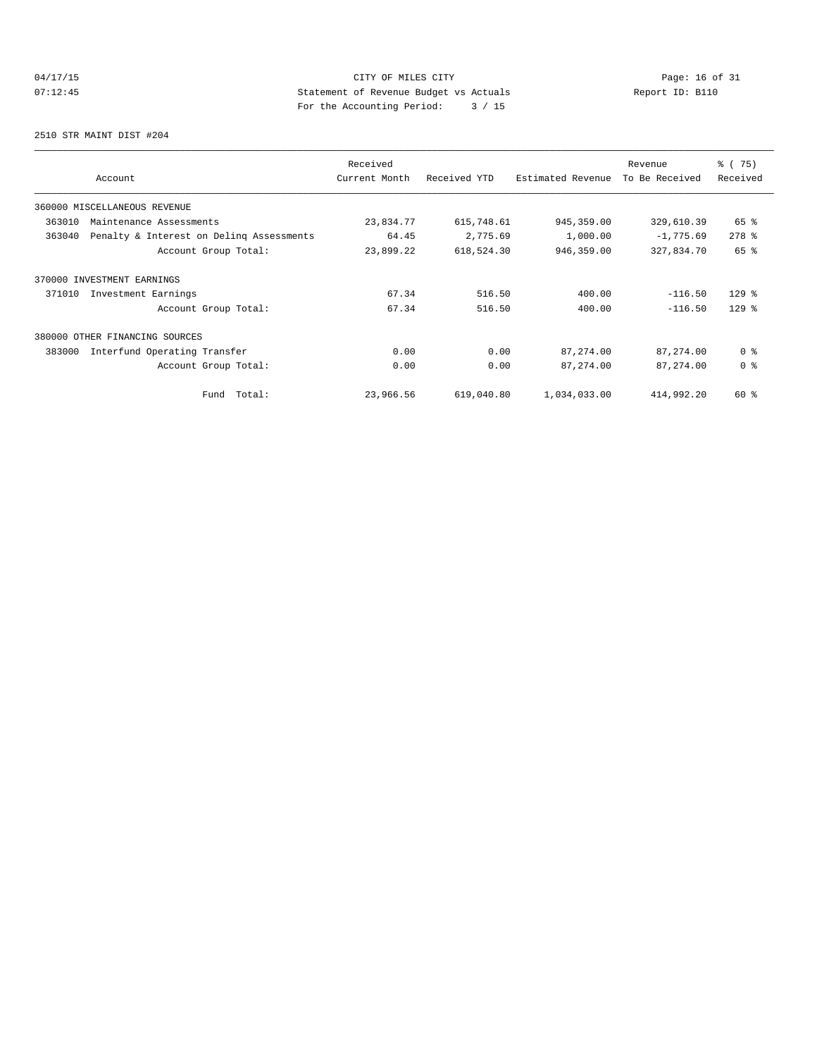CITY OF MILES CITY
Statement of Revenue Budget vs Actuals
For the Accounting Period: 3 / 15

04/17/15 07:12:45 — Report ID: B110

2510 STR MAINT DIST #204

| Account | Received Current Month | Received YTD | Estimated Revenue | Revenue To Be Received | % ( 75) Received |
|---|---|---|---|---|---|
| 360000 MISCELLANEOUS REVENUE | | | | | |
| 363010 Maintenance Assessments | 23,834.77 | 615,748.61 | 945,359.00 | 329,610.39 | 65 % |
| 363040 Penalty & Interest on Delinq Assessments | 64.45 | 2,775.69 | 1,000.00 | -1,775.69 | 278 % |
| Account Group Total: | 23,899.22 | 618,524.30 | 946,359.00 | 327,834.70 | 65 % |
| 370000 INVESTMENT EARNINGS | | | | | |
| 371010 Investment Earnings | 67.34 | 516.50 | 400.00 | -116.50 | 129 % |
| Account Group Total: | 67.34 | 516.50 | 400.00 | -116.50 | 129 % |
| 380000 OTHER FINANCING SOURCES | | | | | |
| 383000 Interfund Operating Transfer | 0.00 | 0.00 | 87,274.00 | 87,274.00 | 0 % |
| Account Group Total: | 0.00 | 0.00 | 87,274.00 | 87,274.00 | 0 % |
| Fund Total: | 23,966.56 | 619,040.80 | 1,034,033.00 | 414,992.20 | 60 % |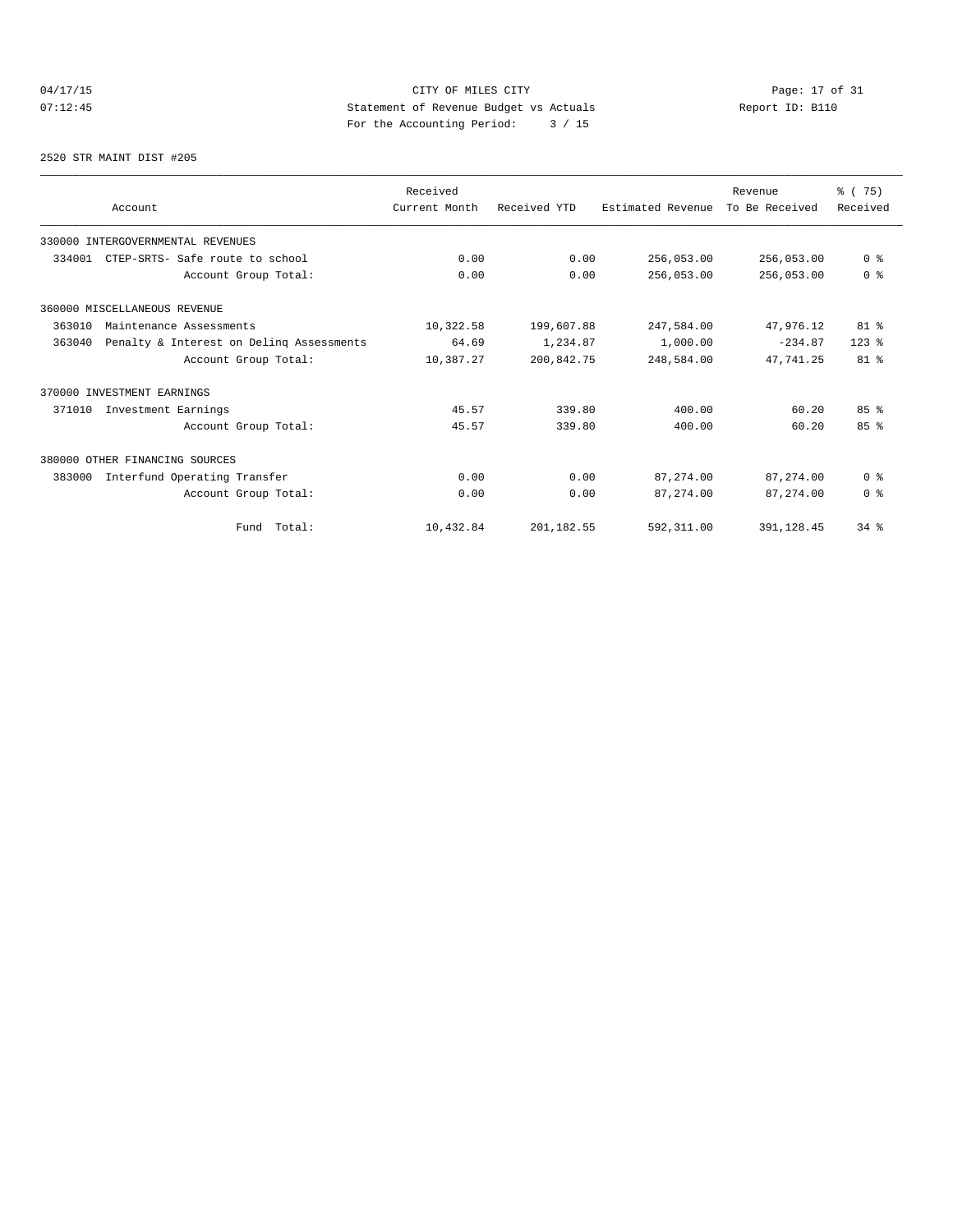CITY OF MILES CITY
Statement of Revenue Budget vs Actuals
For the Accounting Period: 3 / 15

04/17/15 07:12:45 Report ID: B110

2520 STR MAINT DIST #205

| Account | Received Current Month | Received YTD | Estimated Revenue | Revenue To Be Received | % ( 75) Received |
|---|---|---|---|---|---|
| 330000 INTERGOVERNMENTAL REVENUES | | | | | |
| 334001 CTEP-SRTS- Safe route to school | 0.00 | 0.00 | 256,053.00 | 256,053.00 | 0 % |
| Account Group Total: | 0.00 | 0.00 | 256,053.00 | 256,053.00 | 0 % |
| 360000 MISCELLANEOUS REVENUE | | | | | |
| 363010 Maintenance Assessments | 10,322.58 | 199,607.88 | 247,584.00 | 47,976.12 | 81 % |
| 363040 Penalty & Interest on Delinq Assessments | 64.69 | 1,234.87 | 1,000.00 | -234.87 | 123 % |
| Account Group Total: | 10,387.27 | 200,842.75 | 248,584.00 | 47,741.25 | 81 % |
| 370000 INVESTMENT EARNINGS | | | | | |
| 371010 Investment Earnings | 45.57 | 339.80 | 400.00 | 60.20 | 85 % |
| Account Group Total: | 45.57 | 339.80 | 400.00 | 60.20 | 85 % |
| 380000 OTHER FINANCING SOURCES | | | | | |
| 383000 Interfund Operating Transfer | 0.00 | 0.00 | 87,274.00 | 87,274.00 | 0 % |
| Account Group Total: | 0.00 | 0.00 | 87,274.00 | 87,274.00 | 0 % |
| Fund Total: | 10,432.84 | 201,182.55 | 592,311.00 | 391,128.45 | 34 % |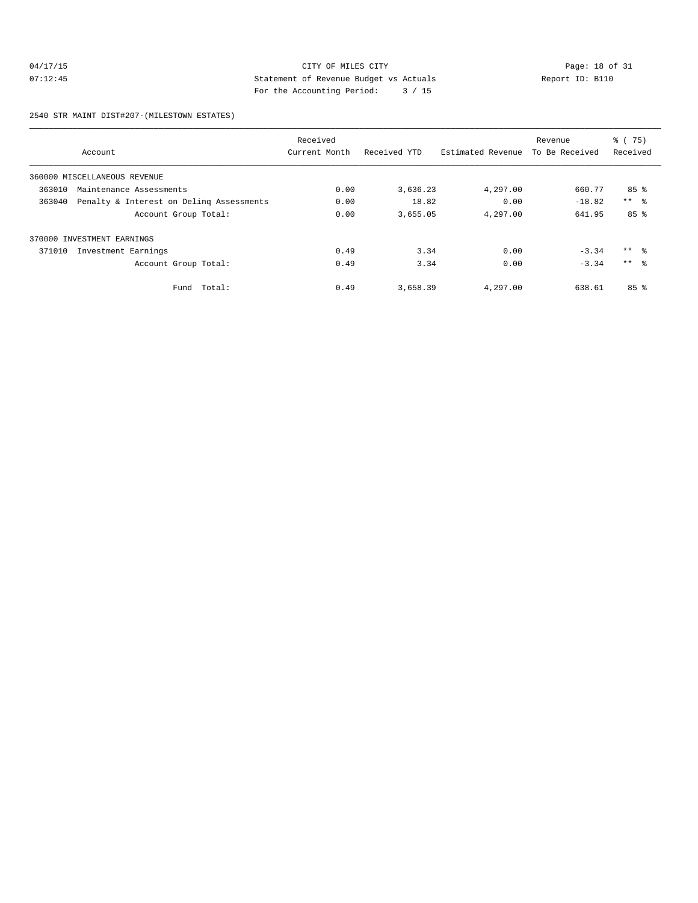CITY OF MILES CITY

Statement of Revenue Budget vs Actuals

For the Accounting Period: 3 / 15

04/17/15 07:12:45 Report ID: B110

2540 STR MAINT DIST#207-(MILESTOWN ESTATES)

| Account | Received Current Month | Received YTD | Estimated Revenue | Revenue To Be Received | % ( 75) Received |
|---|---|---|---|---|---|
| 360000 MISCELLANEOUS REVENUE | | | | | |
| 363010 Maintenance Assessments | 0.00 | 3,636.23 | 4,297.00 | 660.77 | 85 % |
| 363040 Penalty & Interest on Delinq Assessments | 0.00 | 18.82 | 0.00 | -18.82 | ** % |
| Account Group Total: | 0.00 | 3,655.05 | 4,297.00 | 641.95 | 85 % |
| 370000 INVESTMENT EARNINGS | | | | | |
| 371010 Investment Earnings | 0.49 | 3.34 | 0.00 | -3.34 | ** % |
| Account Group Total: | 0.49 | 3.34 | 0.00 | -3.34 | ** % |
| Fund Total: | 0.49 | 3,658.39 | 4,297.00 | 638.61 | 85 % |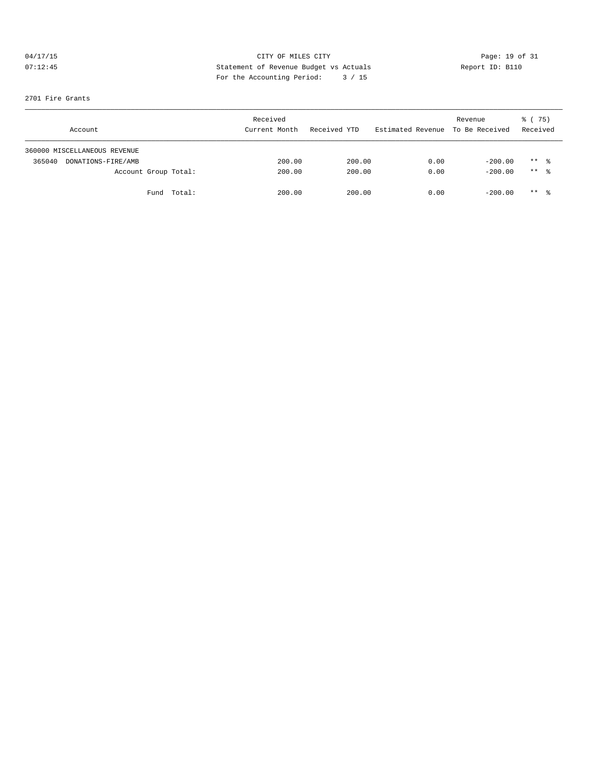04/17/15 CITY OF MILES CITY
07:12:45 Statement of Revenue Budget vs Actuals Report ID: B110
For the Accounting Period: 3 / 15

2701 Fire Grants

| Account | Received Current Month | Received YTD | Estimated Revenue | Revenue To Be Received | % ( 75) Received |
|---|---|---|---|---|---|
| 360000 MISCELLANEOUS REVENUE | | | | | |
| 365040 DONATIONS-FIRE/AMB | 200.00 | 200.00 | 0.00 | -200.00 | ** % |
| Account Group Total: | 200.00 | 200.00 | 0.00 | -200.00 | ** % |
| Fund Total: | 200.00 | 200.00 | 0.00 | -200.00 | ** % |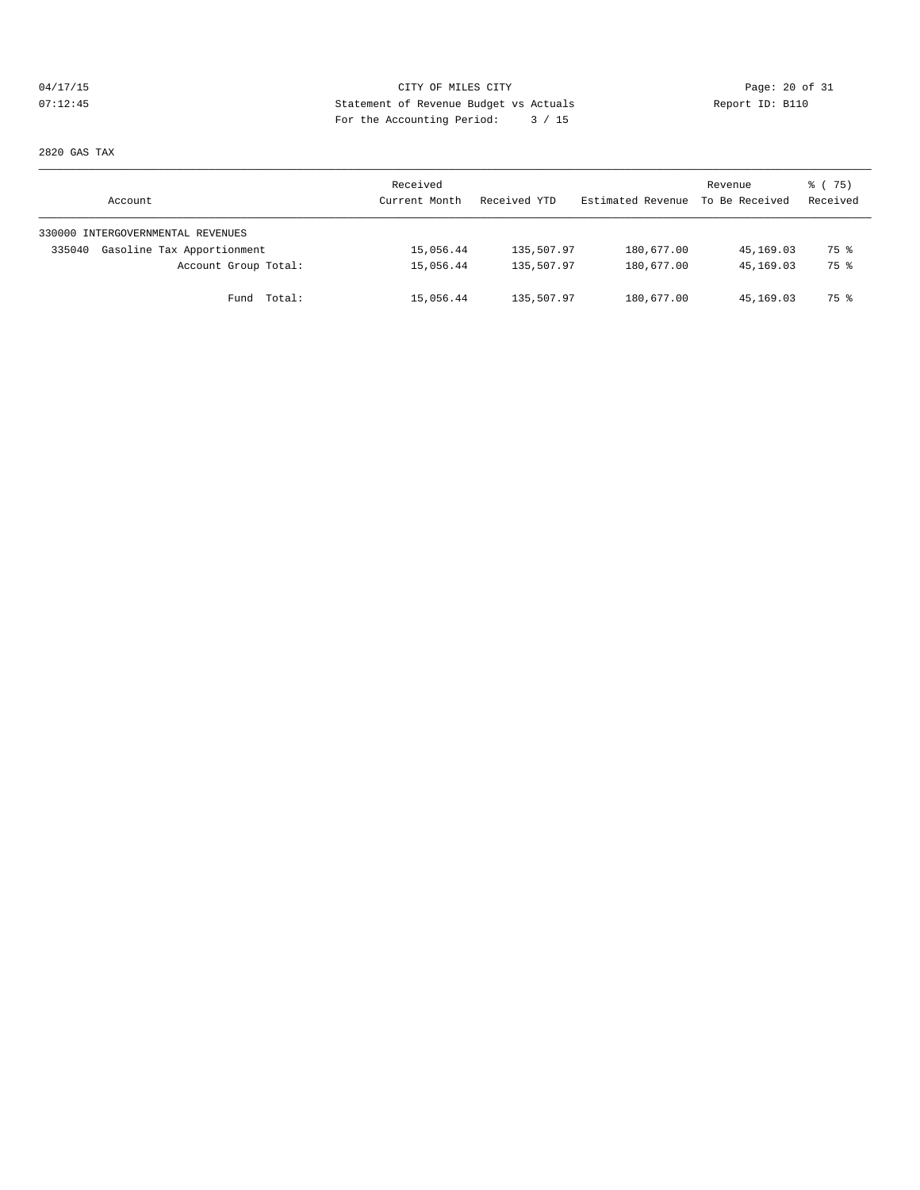CITY OF MILES CITY

Statement of Revenue Budget vs Actuals

For the Accounting Period: 3 / 15

04/17/15
07:12:45

Report ID: B110

2820 GAS TAX

| Account | Received Current Month | Received YTD | Estimated Revenue | Revenue To Be Received | % ( 75) Received |
|---|---|---|---|---|---|
| 330000 INTERGOVERNMENTAL REVENUES | | | | | |
| 335040 Gasoline Tax Apportionment | 15,056.44 | 135,507.97 | 180,677.00 | 45,169.03 | 75 % |
| Account Group Total: | 15,056.44 | 135,507.97 | 180,677.00 | 45,169.03 | 75 % |
| Fund Total: | 15,056.44 | 135,507.97 | 180,677.00 | 45,169.03 | 75 % |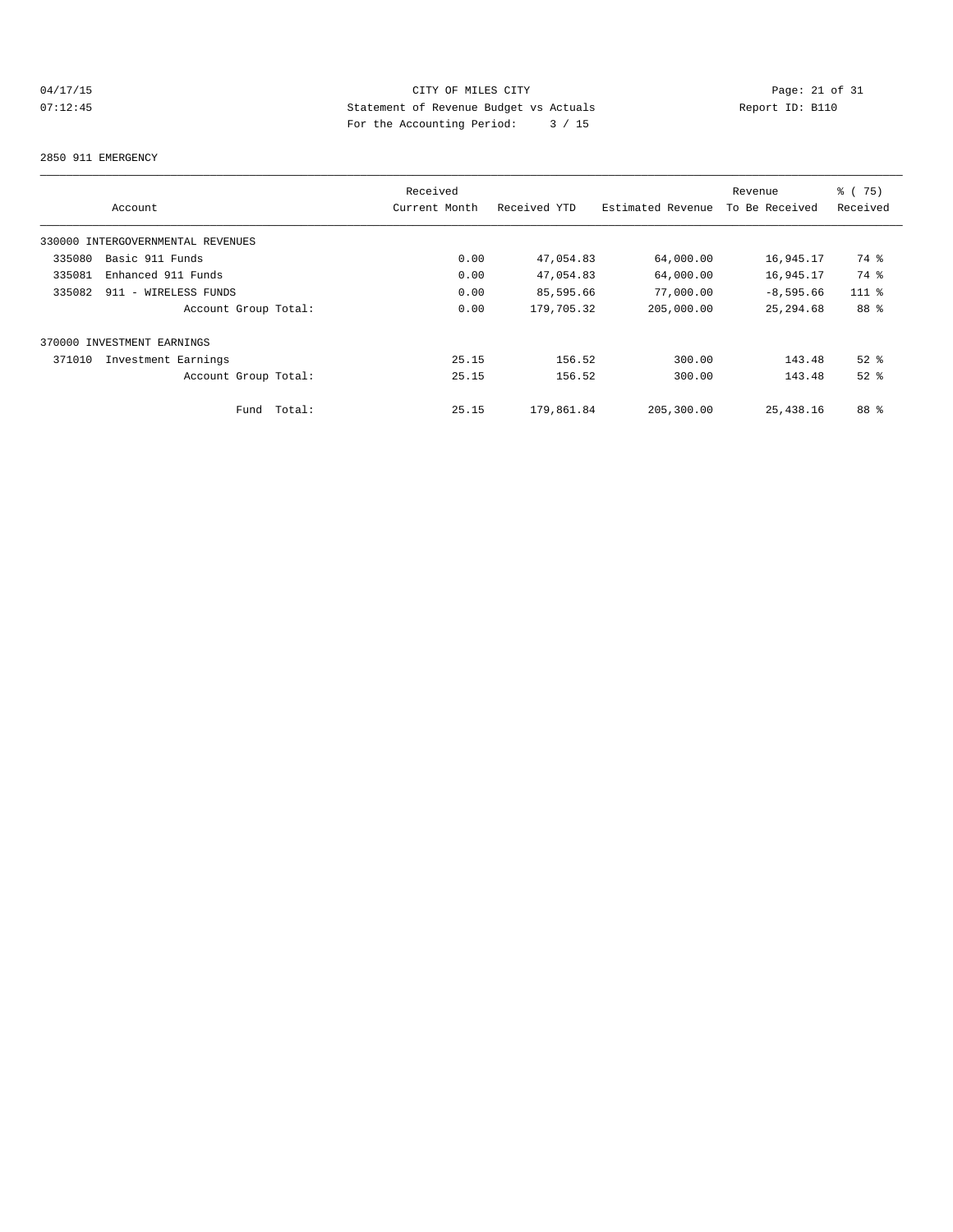CITY OF MILES CITY

Statement of Revenue Budget vs Actuals

For the Accounting Period: 3 / 15

04/17/15
07:12:45

Report ID: B110

2850 911 EMERGENCY

| Account | Received Current Month | Received YTD | Estimated Revenue | Revenue To Be Received | % ( 75) Received |
|---|---|---|---|---|---|
| 330000 INTERGOVERNMENTAL REVENUES | | | | | |
| 335080 Basic 911 Funds | 0.00 | 47,054.83 | 64,000.00 | 16,945.17 | 74 % |
| 335081 Enhanced 911 Funds | 0.00 | 47,054.83 | 64,000.00 | 16,945.17 | 74 % |
| 335082 911 - WIRELESS FUNDS | 0.00 | 85,595.66 | 77,000.00 | -8,595.66 | 111 % |
| Account Group Total: | 0.00 | 179,705.32 | 205,000.00 | 25,294.68 | 88 % |
| 370000 INVESTMENT EARNINGS | | | | | |
| 371010 Investment Earnings | 25.15 | 156.52 | 300.00 | 143.48 | 52 % |
| Account Group Total: | 25.15 | 156.52 | 300.00 | 143.48 | 52 % |
| Fund Total: | 25.15 | 179,861.84 | 205,300.00 | 25,438.16 | 88 % |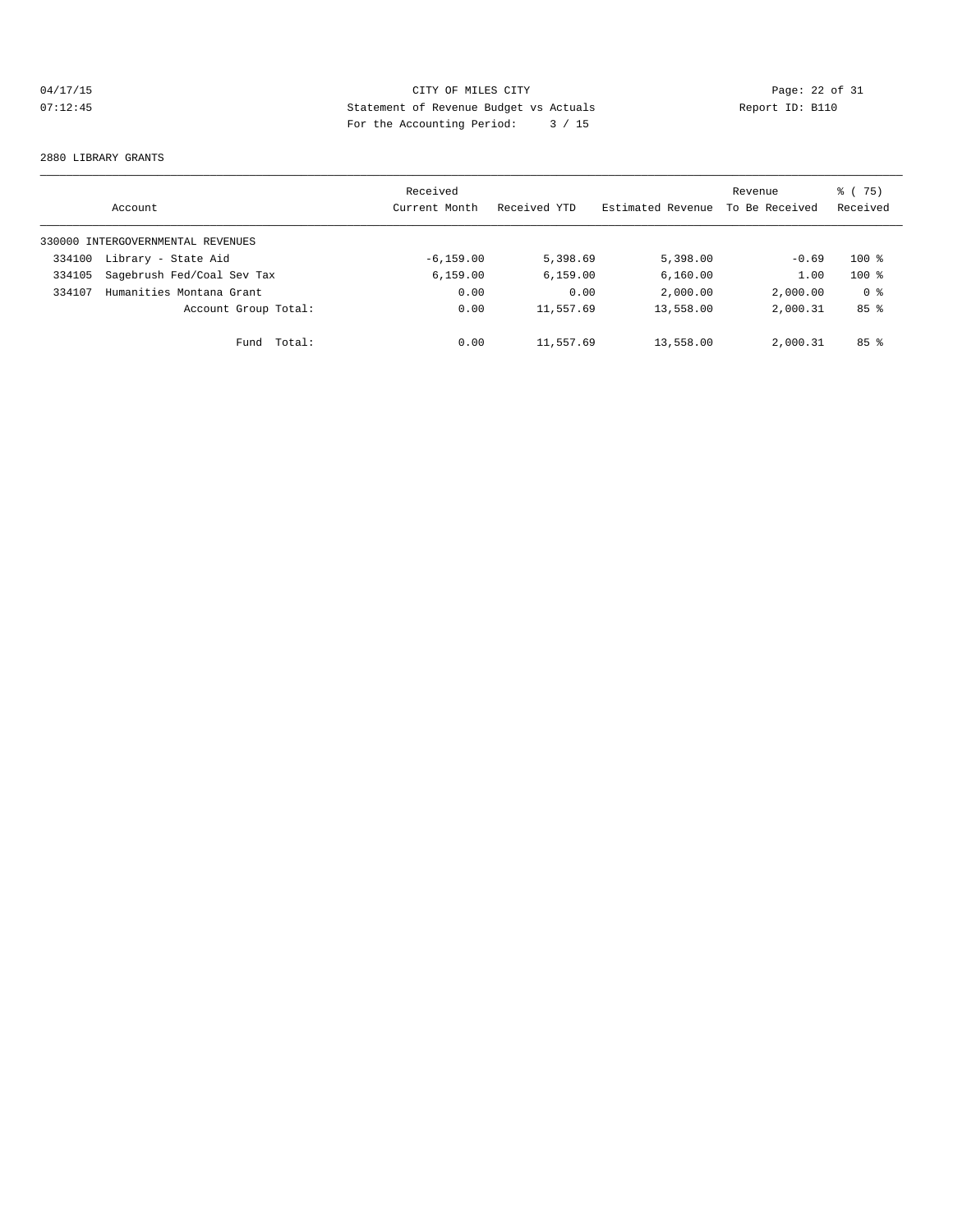CITY OF MILES CITY
Statement of Revenue Budget vs Actuals
For the Accounting Period: 3 / 15

04/17/15
07:12:45

Report ID: B110

2880 LIBRARY GRANTS

| Account | Received Current Month | Received YTD | Estimated Revenue | Revenue To Be Received | % ( 75) Received |
|---|---|---|---|---|---|
| 330000 INTERGOVERNMENTAL REVENUES | | | | | |
| 334100 Library - State Aid | -6,159.00 | 5,398.69 | 5,398.00 | -0.69 | 100 % |
| 334105 Sagebrush Fed/Coal Sev Tax | 6,159.00 | 6,159.00 | 6,160.00 | 1.00 | 100 % |
| 334107 Humanities Montana Grant | 0.00 | 0.00 | 2,000.00 | 2,000.00 | 0 % |
| Account Group Total: | 0.00 | 11,557.69 | 13,558.00 | 2,000.31 | 85 % |
| Fund Total: | 0.00 | 11,557.69 | 13,558.00 | 2,000.31 | 85 % |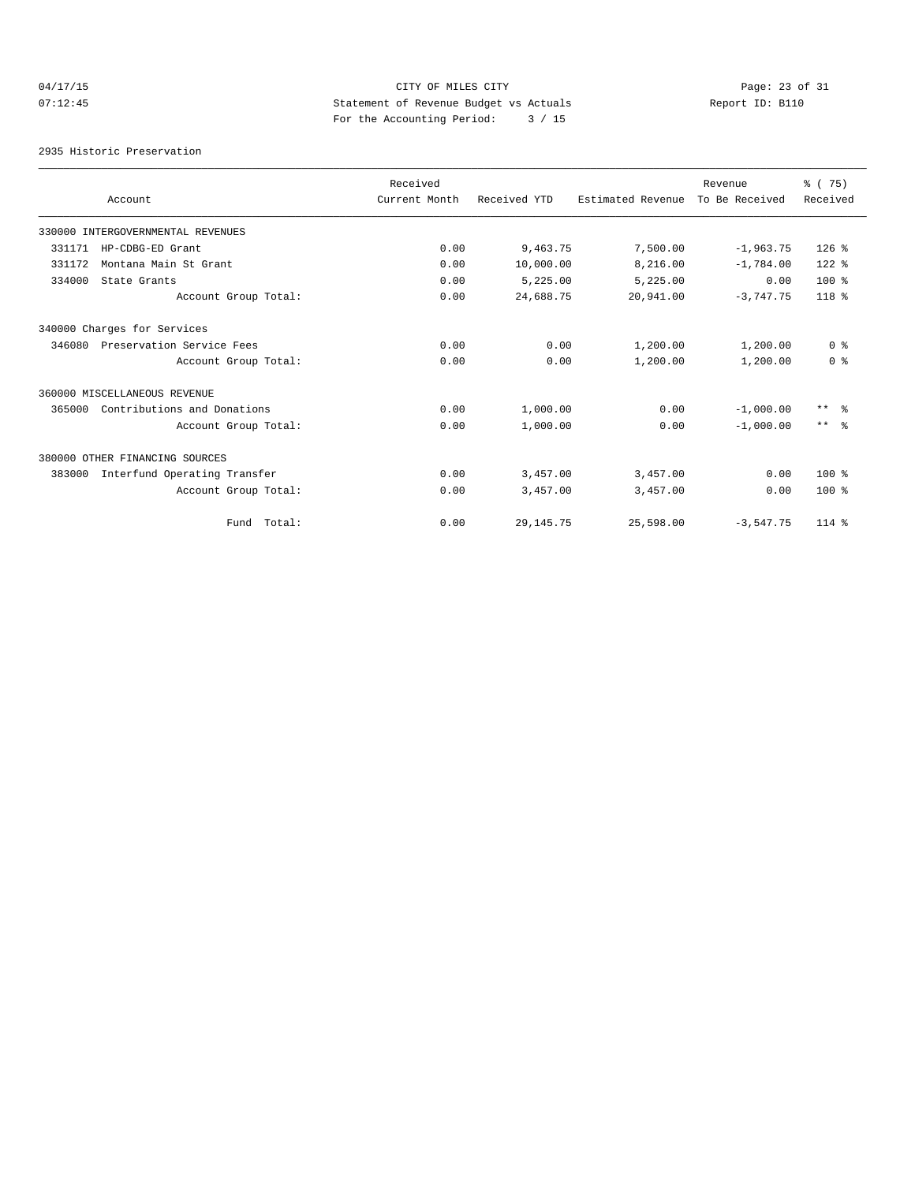CITY OF MILES CITY
Statement of Revenue Budget vs Actuals
For the Accounting Period: 3 / 15

04/17/15
07:12:45

Report ID: B110

2935 Historic Preservation

| Account | Received Current Month | Received YTD | Estimated Revenue | Revenue To Be Received | % ( 75) Received |
|---|---|---|---|---|---|
| 330000 INTERGOVERNMENTAL REVENUES | | | | | |
| 331171 HP-CDBG-ED Grant | 0.00 | 9,463.75 | 7,500.00 | -1,963.75 | 126 % |
| 331172 Montana Main St Grant | 0.00 | 10,000.00 | 8,216.00 | -1,784.00 | 122 % |
| 334000 State Grants | 0.00 | 5,225.00 | 5,225.00 | 0.00 | 100 % |
| Account Group Total: | 0.00 | 24,688.75 | 20,941.00 | -3,747.75 | 118 % |
| 340000 Charges for Services | | | | | |
| 346080 Preservation Service Fees | 0.00 | 0.00 | 1,200.00 | 1,200.00 | 0 % |
| Account Group Total: | 0.00 | 0.00 | 1,200.00 | 1,200.00 | 0 % |
| 360000 MISCELLANEOUS REVENUE | | | | | |
| 365000 Contributions and Donations | 0.00 | 1,000.00 | 0.00 | -1,000.00 | ** % |
| Account Group Total: | 0.00 | 1,000.00 | 0.00 | -1,000.00 | ** % |
| 380000 OTHER FINANCING SOURCES | | | | | |
| 383000 Interfund Operating Transfer | 0.00 | 3,457.00 | 3,457.00 | 0.00 | 100 % |
| Account Group Total: | 0.00 | 3,457.00 | 3,457.00 | 0.00 | 100 % |
| Fund Total: | 0.00 | 29,145.75 | 25,598.00 | -3,547.75 | 114 % |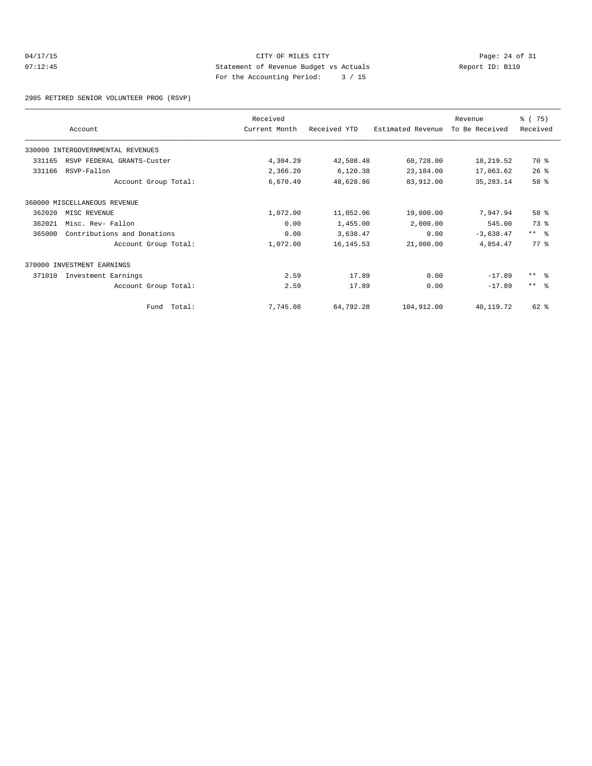CITY OF MILES CITY
Statement of Revenue Budget vs Actuals
For the Accounting Period: 3 / 15

04/17/15
07:12:45

Report ID: B110

2985 RETIRED SENIOR VOLUNTEER PROG (RSVP)

| Account | Received Current Month | Received YTD | Estimated Revenue | Revenue To Be Received | % ( 75) Received |
|---|---|---|---|---|---|
| 330000 INTERGOVERNMENTAL REVENUES | | | | | |
| 331165 RSVP FEDERAL GRANTS-Custer | 4,304.29 | 42,508.48 | 60,728.00 | 18,219.52 | 70 % |
| 331166 RSVP-Fallon | 2,366.20 | 6,120.38 | 23,184.00 | 17,063.62 | 26 % |
| Account Group Total: | 6,670.49 | 48,628.86 | 83,912.00 | 35,283.14 | 58 % |
| 360000 MISCELLANEOUS REVENUE | | | | | |
| 362020 MISC REVENUE | 1,072.00 | 11,052.06 | 19,000.00 | 7,947.94 | 58 % |
| 362021 Misc. Rev- Fallon | 0.00 | 1,455.00 | 2,000.00 | 545.00 | 73 % |
| 365000 Contributions and Donations | 0.00 | 3,638.47 | 0.00 | -3,638.47 | ** % |
| Account Group Total: | 1,072.00 | 16,145.53 | 21,000.00 | 4,854.47 | 77 % |
| 370000 INVESTMENT EARNINGS | | | | | |
| 371010 Investment Earnings | 2.59 | 17.89 | 0.00 | -17.89 | ** % |
| Account Group Total: | 2.59 | 17.89 | 0.00 | -17.89 | ** % |
| Fund Total: | 7,745.08 | 64,792.28 | 104,912.00 | 40,119.72 | 62 % |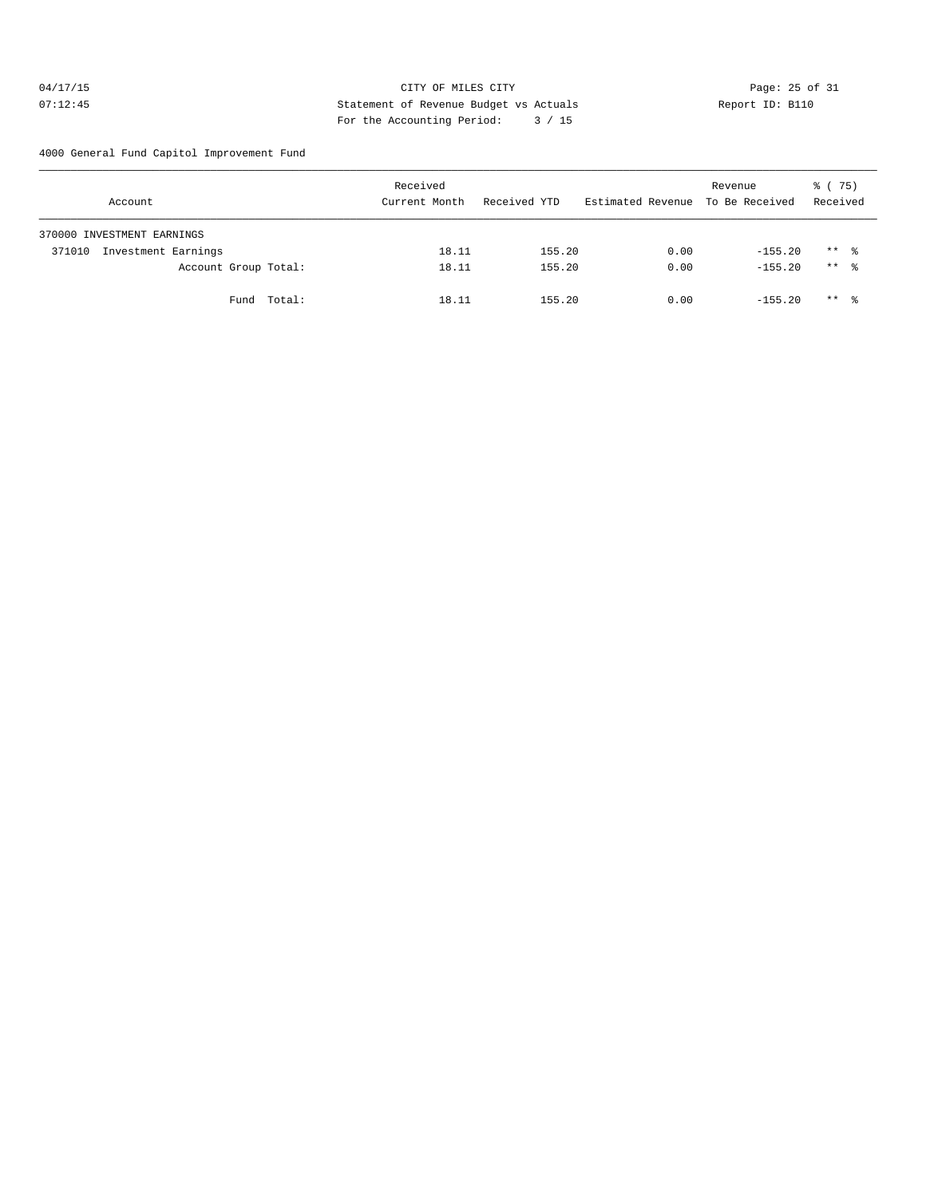CITY OF MILES CITY

Statement of Revenue Budget vs Actuals

For the Accounting Period: 3 / 15

04/17/15 07:12:45 Report ID: B110

4000 General Fund Capitol Improvement Fund

| Account | Received Current Month | Received YTD | Estimated Revenue | Revenue To Be Received | % ( 75) Received |
|---|---|---|---|---|---|
| 370000 INVESTMENT EARNINGS | | | | | |
| 371010 Investment Earnings | 18.11 | 155.20 | 0.00 | -155.20 | ** % |
| Account Group Total: | 18.11 | 155.20 | 0.00 | -155.20 | ** % |
| Fund Total: | 18.11 | 155.20 | 0.00 | -155.20 | ** % |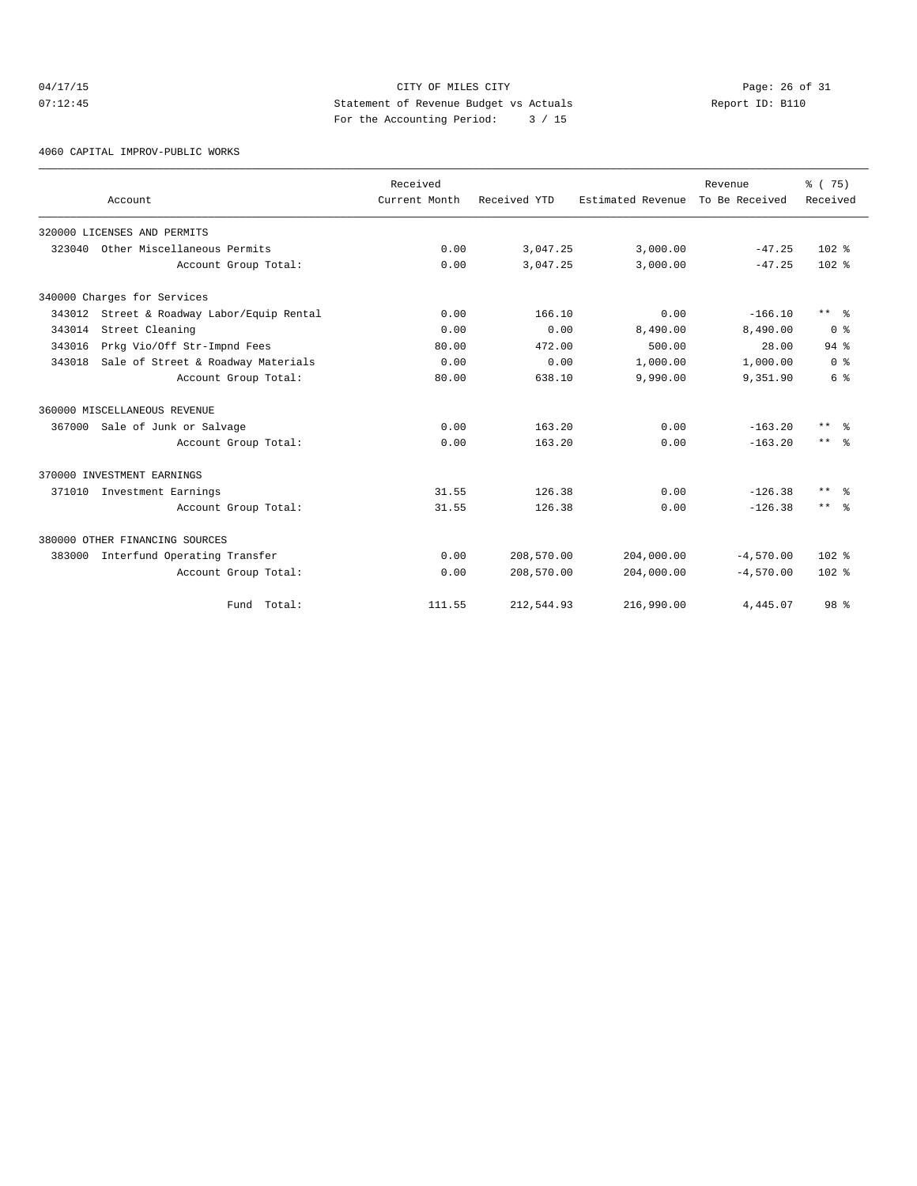CITY OF MILES CITY
Statement of Revenue Budget vs Actuals
For the Accounting Period: 3 / 15

04/17/15
07:12:45

Report ID: B110

4060 CAPITAL IMPROV-PUBLIC WORKS

| Account | Received Current Month | Received YTD | Estimated Revenue | Revenue To Be Received | % ( 75) Received |
|---|---|---|---|---|---|
| 320000 LICENSES AND PERMITS | | | | | |
| 323040 Other Miscellaneous Permits | 0.00 | 3,047.25 | 3,000.00 | -47.25 | 102 % |
| Account Group Total: | 0.00 | 3,047.25 | 3,000.00 | -47.25 | 102 % |
| 340000 Charges for Services | | | | | |
| 343012 Street & Roadway Labor/Equip Rental | 0.00 | 166.10 | 0.00 | -166.10 | ** % |
| 343014 Street Cleaning | 0.00 | 0.00 | 8,490.00 | 8,490.00 | 0 % |
| 343016 Prkg Vio/Off Str-Impnd Fees | 80.00 | 472.00 | 500.00 | 28.00 | 94 % |
| 343018 Sale of Street & Roadway Materials | 0.00 | 0.00 | 1,000.00 | 1,000.00 | 0 % |
| Account Group Total: | 80.00 | 638.10 | 9,990.00 | 9,351.90 | 6 % |
| 360000 MISCELLANEOUS REVENUE | | | | | |
| 367000 Sale of Junk or Salvage | 0.00 | 163.20 | 0.00 | -163.20 | ** % |
| Account Group Total: | 0.00 | 163.20 | 0.00 | -163.20 | ** % |
| 370000 INVESTMENT EARNINGS | | | | | |
| 371010 Investment Earnings | 31.55 | 126.38 | 0.00 | -126.38 | ** % |
| Account Group Total: | 31.55 | 126.38 | 0.00 | -126.38 | ** % |
| 380000 OTHER FINANCING SOURCES | | | | | |
| 383000 Interfund Operating Transfer | 0.00 | 208,570.00 | 204,000.00 | -4,570.00 | 102 % |
| Account Group Total: | 0.00 | 208,570.00 | 204,000.00 | -4,570.00 | 102 % |
| Fund Total: | 111.55 | 212,544.93 | 216,990.00 | 4,445.07 | 98 % |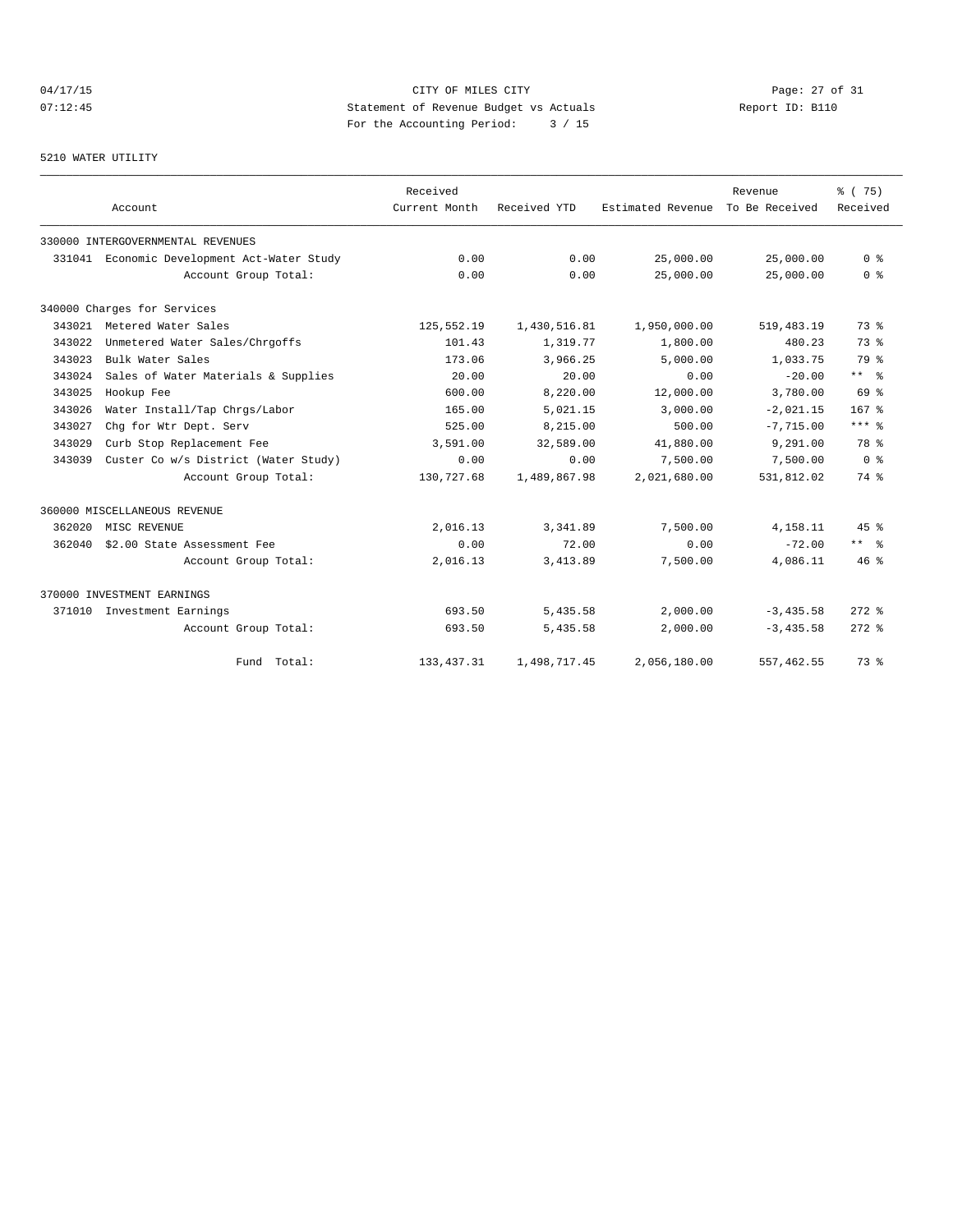CITY OF MILES CITY
Statement of Revenue Budget vs Actuals
For the Accounting Period: 3 / 15

04/17/15
07:12:45

Report ID: B110

5210 WATER UTILITY

| Account | Received Current Month | Received YTD | Estimated Revenue | Revenue To Be Received | % ( 75) Received |
|---|---|---|---|---|---|
| 330000 INTERGOVERNMENTAL REVENUES | | | | | |
| 331041 Economic Development Act-Water Study | 0.00 | 0.00 | 25,000.00 | 25,000.00 | 0 % |
| Account Group Total: | 0.00 | 0.00 | 25,000.00 | 25,000.00 | 0 % |
| 340000 Charges for Services | | | | | |
| 343021 Metered Water Sales | 125,552.19 | 1,430,516.81 | 1,950,000.00 | 519,483.19 | 73 % |
| 343022 Unmetered Water Sales/Chrgoffs | 101.43 | 1,319.77 | 1,800.00 | 480.23 | 73 % |
| 343023 Bulk Water Sales | 173.06 | 3,966.25 | 5,000.00 | 1,033.75 | 79 % |
| 343024 Sales of Water Materials & Supplies | 20.00 | 20.00 | 0.00 | -20.00 | ** % |
| 343025 Hookup Fee | 600.00 | 8,220.00 | 12,000.00 | 3,780.00 | 69 % |
| 343026 Water Install/Tap Chrgs/Labor | 165.00 | 5,021.15 | 3,000.00 | -2,021.15 | 167 % |
| 343027 Chg for Wtr Dept. Serv | 525.00 | 8,215.00 | 500.00 | -7,715.00 | *** % |
| 343029 Curb Stop Replacement Fee | 3,591.00 | 32,589.00 | 41,880.00 | 9,291.00 | 78 % |
| 343039 Custer Co w/s District (Water Study) | 0.00 | 0.00 | 7,500.00 | 7,500.00 | 0 % |
| Account Group Total: | 130,727.68 | 1,489,867.98 | 2,021,680.00 | 531,812.02 | 74 % |
| 360000 MISCELLANEOUS REVENUE | | | | | |
| 362020 MISC REVENUE | 2,016.13 | 3,341.89 | 7,500.00 | 4,158.11 | 45 % |
| 362040 $2.00 State Assessment Fee | 0.00 | 72.00 | 0.00 | -72.00 | ** % |
| Account Group Total: | 2,016.13 | 3,413.89 | 7,500.00 | 4,086.11 | 46 % |
| 370000 INVESTMENT EARNINGS | | | | | |
| 371010 Investment Earnings | 693.50 | 5,435.58 | 2,000.00 | -3,435.58 | 272 % |
| Account Group Total: | 693.50 | 5,435.58 | 2,000.00 | -3,435.58 | 272 % |
| Fund Total: | 133,437.31 | 1,498,717.45 | 2,056,180.00 | 557,462.55 | 73 % |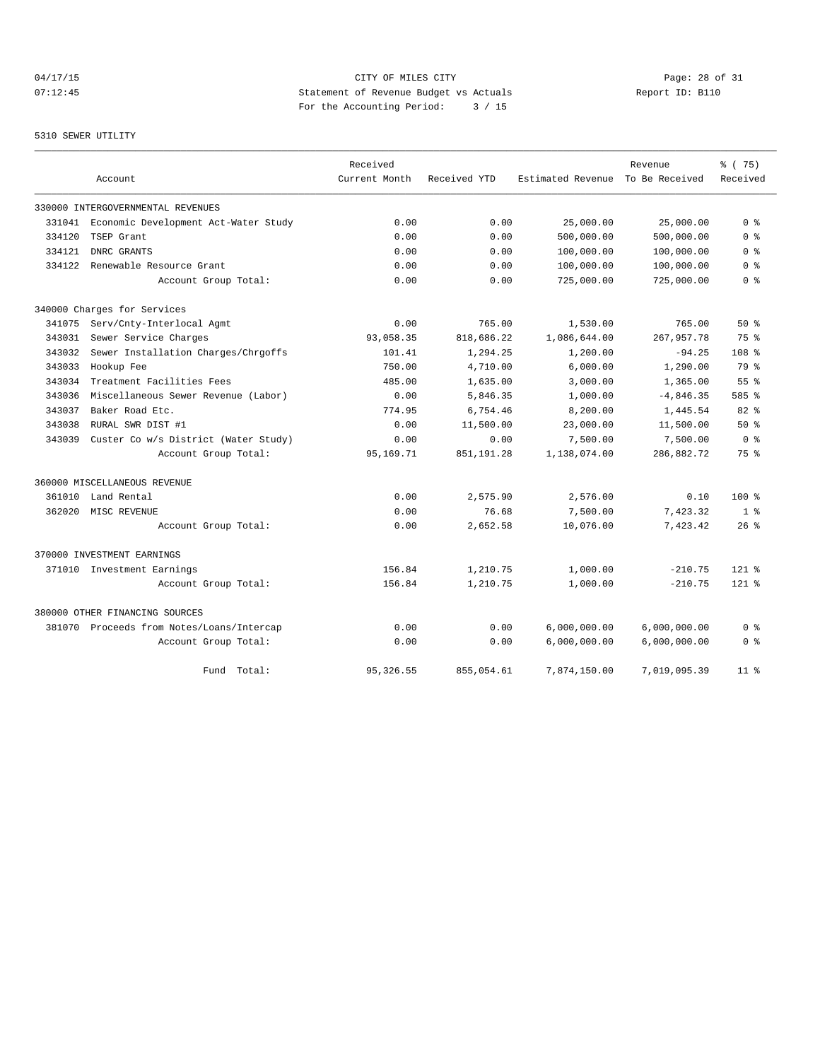CITY OF MILES CITY
Statement of Revenue Budget vs Actuals
For the Accounting Period: 3 / 15

04/17/15
07:12:45

Report ID: B110

5310 SEWER UTILITY

| | Account | Received Current Month | Received YTD | Estimated Revenue | Revenue To Be Received | % ( 75) Received |
|---|---|---|---|---|---|---|
| 330000 INTERGOVERNMENTAL REVENUES | | | | | | |
| 331041 | Economic Development Act-Water Study | 0.00 | 0.00 | 25,000.00 | 25,000.00 | 0 % |
| 334120 | TSEP Grant | 0.00 | 0.00 | 500,000.00 | 500,000.00 | 0 % |
| 334121 | DNRC GRANTS | 0.00 | 0.00 | 100,000.00 | 100,000.00 | 0 % |
| 334122 | Renewable Resource Grant | 0.00 | 0.00 | 100,000.00 | 100,000.00 | 0 % |
| | Account Group Total: | 0.00 | 0.00 | 725,000.00 | 725,000.00 | 0 % |
| 340000 Charges for Services | | | | | | |
| 341075 | Serv/Cnty-Interlocal Agmt | 0.00 | 765.00 | 1,530.00 | 765.00 | 50 % |
| 343031 | Sewer Service Charges | 93,058.35 | 818,686.22 | 1,086,644.00 | 267,957.78 | 75 % |
| 343032 | Sewer Installation Charges/Chrgoffs | 101.41 | 1,294.25 | 1,200.00 | -94.25 | 108 % |
| 343033 | Hookup Fee | 750.00 | 4,710.00 | 6,000.00 | 1,290.00 | 79 % |
| 343034 | Treatment Facilities Fees | 485.00 | 1,635.00 | 3,000.00 | 1,365.00 | 55 % |
| 343036 | Miscellaneous Sewer Revenue (Labor) | 0.00 | 5,846.35 | 1,000.00 | -4,846.35 | 585 % |
| 343037 | Baker Road Etc. | 774.95 | 6,754.46 | 8,200.00 | 1,445.54 | 82 % |
| 343038 | RURAL SWR DIST #1 | 0.00 | 11,500.00 | 23,000.00 | 11,500.00 | 50 % |
| 343039 | Custer Co w/s District (Water Study) | 0.00 | 0.00 | 7,500.00 | 7,500.00 | 0 % |
| | Account Group Total: | 95,169.71 | 851,191.28 | 1,138,074.00 | 286,882.72 | 75 % |
| 360000 MISCELLANEOUS REVENUE | | | | | | |
| 361010 | Land Rental | 0.00 | 2,575.90 | 2,576.00 | 0.10 | 100 % |
| 362020 | MISC REVENUE | 0.00 | 76.68 | 7,500.00 | 7,423.32 | 1 % |
| | Account Group Total: | 0.00 | 2,652.58 | 10,076.00 | 7,423.42 | 26 % |
| 370000 INVESTMENT EARNINGS | | | | | | |
| 371010 | Investment Earnings | 156.84 | 1,210.75 | 1,000.00 | -210.75 | 121 % |
| | Account Group Total: | 156.84 | 1,210.75 | 1,000.00 | -210.75 | 121 % |
| 380000 OTHER FINANCING SOURCES | | | | | | |
| 381070 | Proceeds from Notes/Loans/Intercap | 0.00 | 0.00 | 6,000,000.00 | 6,000,000.00 | 0 % |
| | Account Group Total: | 0.00 | 0.00 | 6,000,000.00 | 6,000,000.00 | 0 % |
| | Fund Total: | 95,326.55 | 855,054.61 | 7,874,150.00 | 7,019,095.39 | 11 % |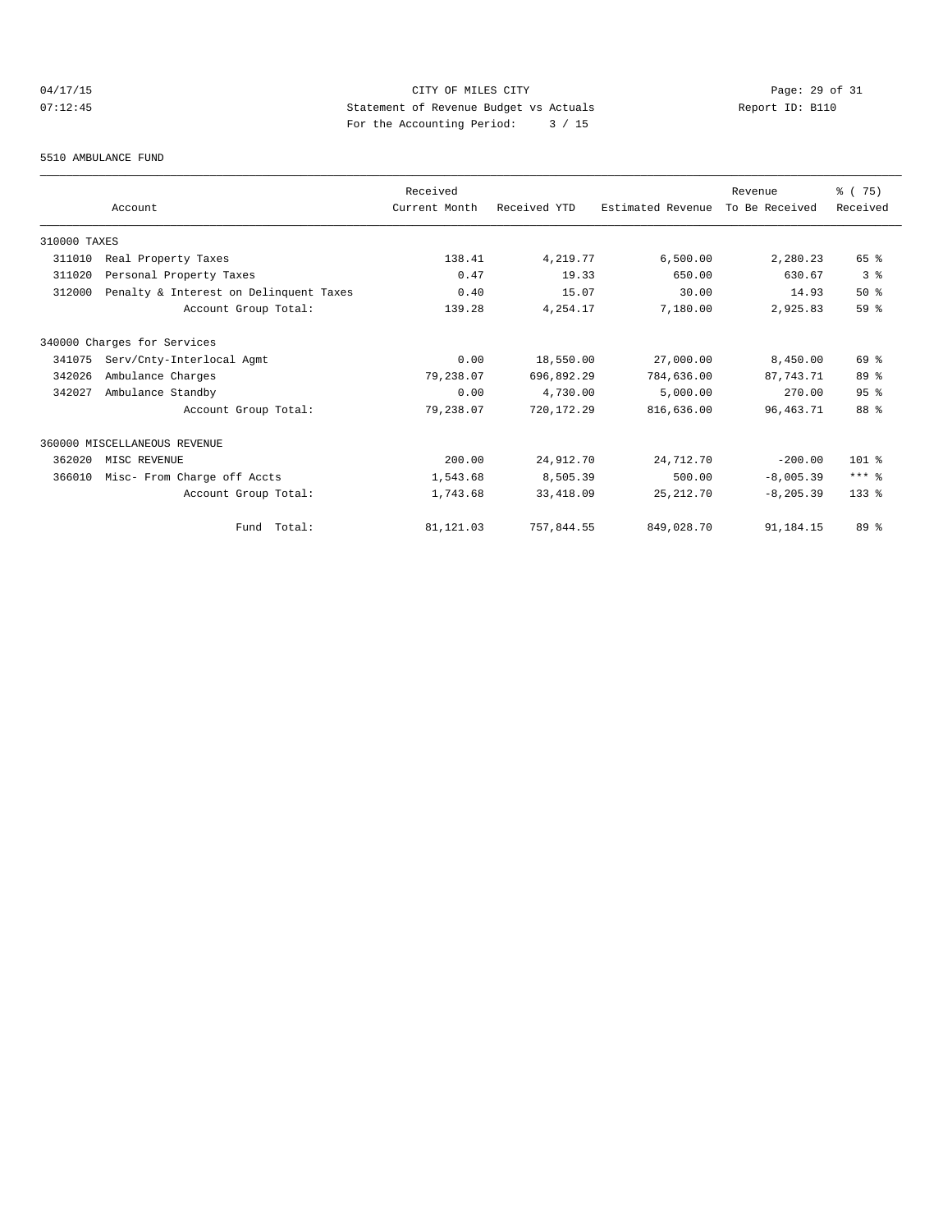CITY OF MILES CITY
Statement of Revenue Budget vs Actuals
For the Accounting Period: 3 / 15

04/17/15
07:12:45

Report ID: B110

5510 AMBULANCE FUND

| | Account | Received Current Month | Received YTD | Estimated Revenue | Revenue To Be Received | % ( 75) Received |
|---|---|---|---|---|---|---|
| 310000 TAXES | | | | | | |
| 311010 | Real Property Taxes | 138.41 | 4,219.77 | 6,500.00 | 2,280.23 | 65 % |
| 311020 | Personal Property Taxes | 0.47 | 19.33 | 650.00 | 630.67 | 3 % |
| 312000 | Penalty & Interest on Delinquent Taxes | 0.40 | 15.07 | 30.00 | 14.93 | 50 % |
| | Account Group Total: | 139.28 | 4,254.17 | 7,180.00 | 2,925.83 | 59 % |
| 340000 Charges for Services | | | | | | |
| 341075 | Serv/Cnty-Interlocal Agmt | 0.00 | 18,550.00 | 27,000.00 | 8,450.00 | 69 % |
| 342026 | Ambulance Charges | 79,238.07 | 696,892.29 | 784,636.00 | 87,743.71 | 89 % |
| 342027 | Ambulance Standby | 0.00 | 4,730.00 | 5,000.00 | 270.00 | 95 % |
| | Account Group Total: | 79,238.07 | 720,172.29 | 816,636.00 | 96,463.71 | 88 % |
| 360000 MISCELLANEOUS REVENUE | | | | | | |
| 362020 | MISC REVENUE | 200.00 | 24,912.70 | 24,712.70 | -200.00 | 101 % |
| 366010 | Misc- From Charge off Accts | 1,543.68 | 8,505.39 | 500.00 | -8,005.39 | *** % |
| | Account Group Total: | 1,743.68 | 33,418.09 | 25,212.70 | -8,205.39 | 133 % |
| | Fund Total: | 81,121.03 | 757,844.55 | 849,028.70 | 91,184.15 | 89 % |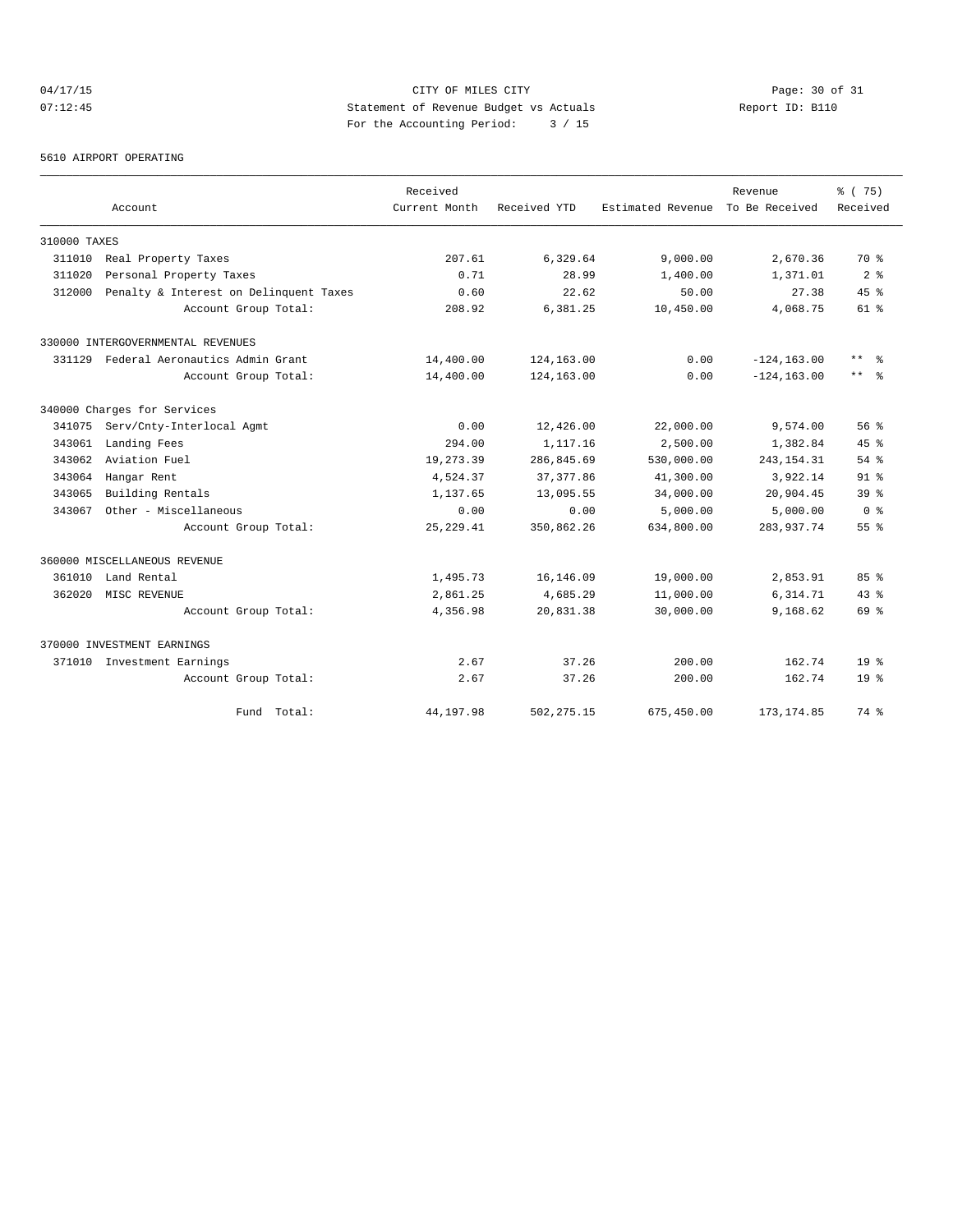CITY OF MILES CITY

Statement of Revenue Budget vs Actuals

For the Accounting Period: 3 / 15

04/17/15 07:12:45 Report ID: B110

5610 AIRPORT OPERATING

| Account | Received Current Month | Received YTD | Estimated Revenue | Revenue To Be Received | % ( 75) Received |
|---|---|---|---|---|---|
| 310000 TAXES | | | | | |
| 311010 Real Property Taxes | 207.61 | 6,329.64 | 9,000.00 | 2,670.36 | 70 % |
| 311020 Personal Property Taxes | 0.71 | 28.99 | 1,400.00 | 1,371.01 | 2 % |
| 312000 Penalty & Interest on Delinquent Taxes | 0.60 | 22.62 | 50.00 | 27.38 | 45 % |
| Account Group Total: | 208.92 | 6,381.25 | 10,450.00 | 4,068.75 | 61 % |
| 330000 INTERGOVERNMENTAL REVENUES | | | | | |
| 331129 Federal Aeronautics Admin Grant | 14,400.00 | 124,163.00 | 0.00 | -124,163.00 | ** % |
| Account Group Total: | 14,400.00 | 124,163.00 | 0.00 | -124,163.00 | ** % |
| 340000 Charges for Services | | | | | |
| 341075 Serv/Cnty-Interlocal Agmt | 0.00 | 12,426.00 | 22,000.00 | 9,574.00 | 56 % |
| 343061 Landing Fees | 294.00 | 1,117.16 | 2,500.00 | 1,382.84 | 45 % |
| 343062 Aviation Fuel | 19,273.39 | 286,845.69 | 530,000.00 | 243,154.31 | 54 % |
| 343064 Hangar Rent | 4,524.37 | 37,377.86 | 41,300.00 | 3,922.14 | 91 % |
| 343065 Building Rentals | 1,137.65 | 13,095.55 | 34,000.00 | 20,904.45 | 39 % |
| 343067 Other - Miscellaneous | 0.00 | 0.00 | 5,000.00 | 5,000.00 | 0 % |
| Account Group Total: | 25,229.41 | 350,862.26 | 634,800.00 | 283,937.74 | 55 % |
| 360000 MISCELLANEOUS REVENUE | | | | | |
| 361010 Land Rental | 1,495.73 | 16,146.09 | 19,000.00 | 2,853.91 | 85 % |
| 362020 MISC REVENUE | 2,861.25 | 4,685.29 | 11,000.00 | 6,314.71 | 43 % |
| Account Group Total: | 4,356.98 | 20,831.38 | 30,000.00 | 9,168.62 | 69 % |
| 370000 INVESTMENT EARNINGS | | | | | |
| 371010 Investment Earnings | 2.67 | 37.26 | 200.00 | 162.74 | 19 % |
| Account Group Total: | 2.67 | 37.26 | 200.00 | 162.74 | 19 % |
| Fund Total: | 44,197.98 | 502,275.15 | 675,450.00 | 173,174.85 | 74 % |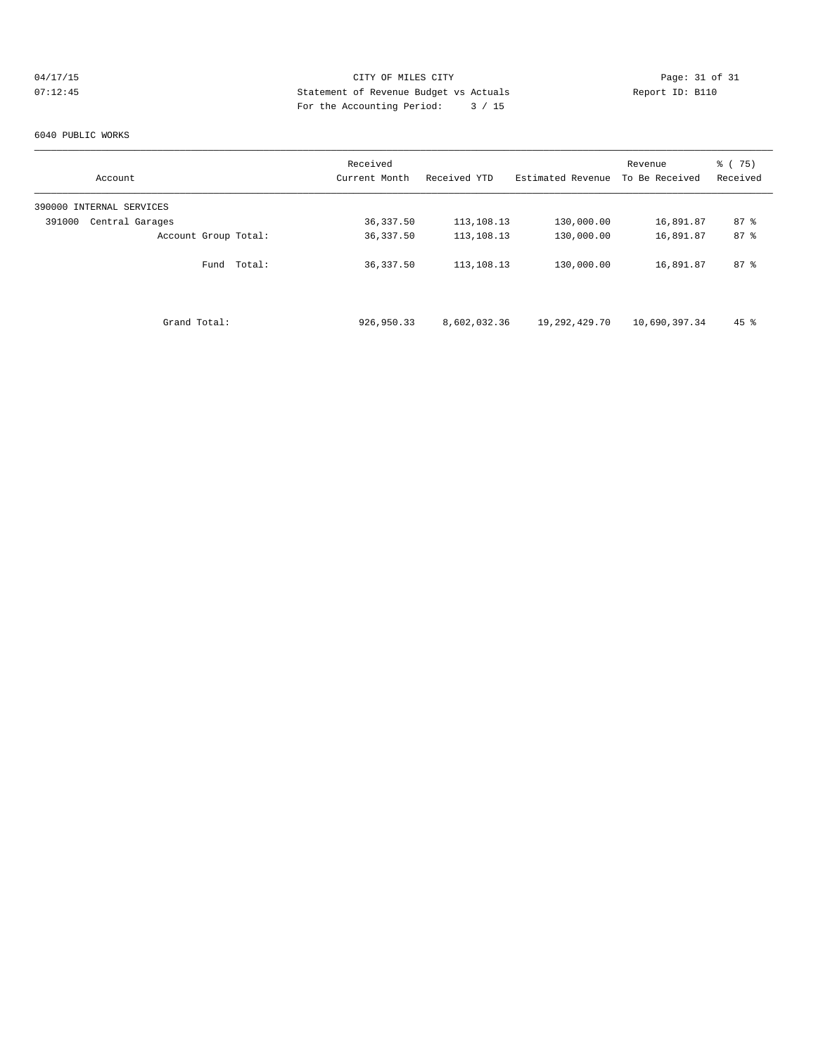CITY OF MILES CITY

Statement of Revenue Budget vs Actuals

Report ID: B110

04/17/15 07:12:45

For the Accounting Period: 3 / 15

6040 PUBLIC WORKS

| Account | Received Current Month | Received YTD | Estimated Revenue | Revenue To Be Received | % ( 75) Received |
|---|---|---|---|---|---|
| 390000 INTERNAL SERVICES | | | | | |
| 391000 Central Garages | 36,337.50 | 113,108.13 | 130,000.00 | 16,891.87 | 87 % |
| Account Group Total: | 36,337.50 | 113,108.13 | 130,000.00 | 16,891.87 | 87 % |
| Fund Total: | 36,337.50 | 113,108.13 | 130,000.00 | 16,891.87 | 87 % |
| Grand Total: | 926,950.33 | 8,602,032.36 | 19,292,429.70 | 10,690,397.34 | 45 % |